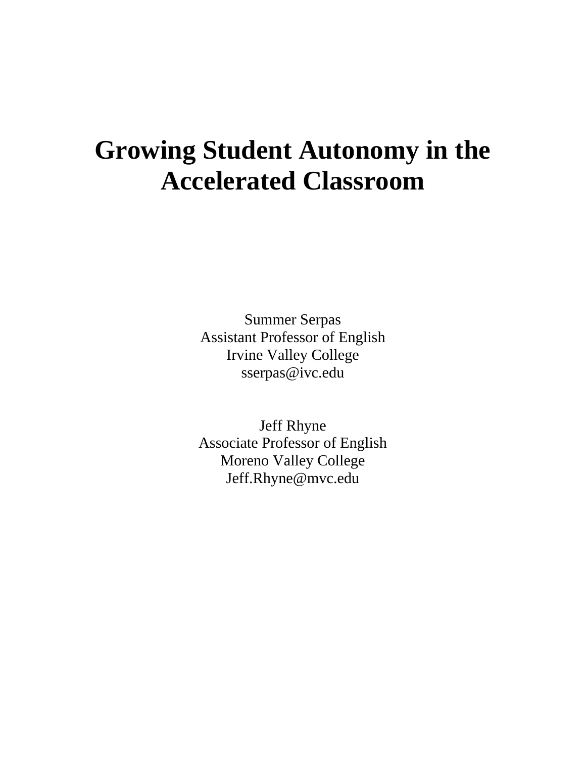# Growing Student Autonomy in the Accelerated Classroom

Summer Serpas
Assistant Professor of English
Irvine Valley College
sserpas@ivc.edu

Jeff Rhyne
Associate Professor of English
Moreno Valley College
Jeff.Rhyne@mvc.edu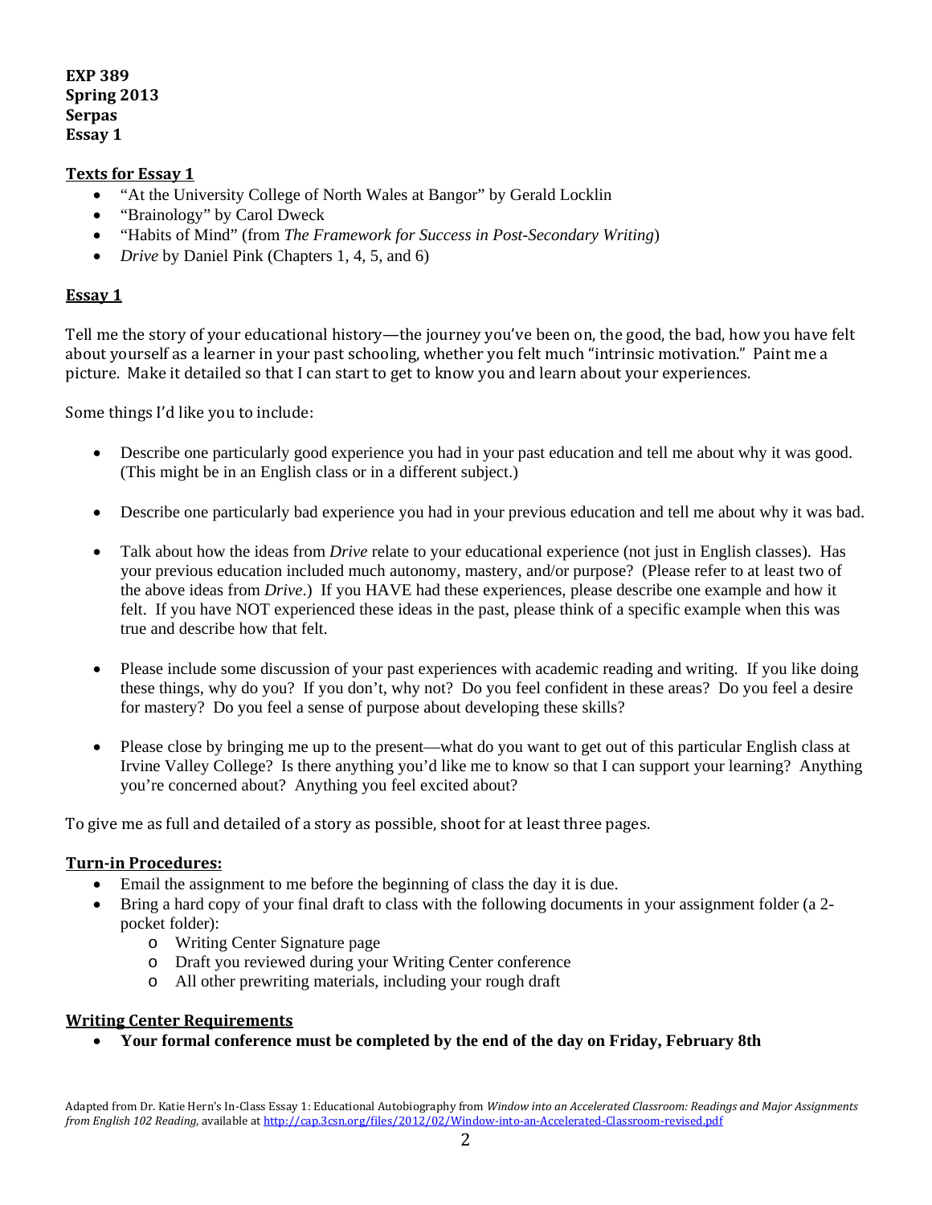**EXP 389**
**Spring 2013**
**Serpas**
**Essay 1**

## Texts for Essay 1

- "At the University College of North Wales at Bangor" by Gerald Locklin
- "Brainology" by Carol Dweck
- "Habits of Mind" (from *The Framework for Success in Post-Secondary Writing*)
- *Drive* by Daniel Pink (Chapters 1, 4, 5, and 6)

## Essay 1

Tell me the story of your educational history—the journey you've been on, the good, the bad, how you have felt about yourself as a learner in your past schooling, whether you felt much "intrinsic motivation." Paint me a picture. Make it detailed so that I can start to get to know you and learn about your experiences.

Some things I'd like you to include:

- Describe one particularly good experience you had in your past education and tell me about why it was good. (This might be in an English class or in a different subject.)

- Describe one particularly bad experience you had in your previous education and tell me about why it was bad.

- Talk about how the ideas from *Drive* relate to your educational experience (not just in English classes). Has your previous education included much autonomy, mastery, and/or purpose? (Please refer to at least two of the above ideas from *Drive*.) If you HAVE had these experiences, please describe one example and how it felt. If you have NOT experienced these ideas in the past, please think of a specific example when this was true and describe how that felt.

- Please include some discussion of your past experiences with academic reading and writing. If you like doing these things, why do you? If you don't, why not? Do you feel confident in these areas? Do you feel a desire for mastery? Do you feel a sense of purpose about developing these skills?

- Please close by bringing me up to the present—what do you want to get out of this particular English class at Irvine Valley College? Is there anything you'd like me to know so that I can support your learning? Anything you're concerned about? Anything you feel excited about?

To give me as full and detailed of a story as possible, shoot for at least three pages.

## Turn-in Procedures:

- Email the assignment to me before the beginning of class the day it is due.
- Bring a hard copy of your final draft to class with the following documents in your assignment folder (a 2-pocket folder):
  - Writing Center Signature page
  - Draft you reviewed during your Writing Center conference
  - All other prewriting materials, including your rough draft

## Writing Center Requirements

- **Your formal conference must be completed by the end of the day on Friday, February 8th**

Adapted from Dr. Katie Hern's In-Class Essay 1: Educational Autobiography from *Window into an Accelerated Classroom: Readings and Major Assignments from English 102 Reading,* available at http://cap.3csn.org/files/2012/02/Window-into-an-Accelerated-Classroom-revised.pdf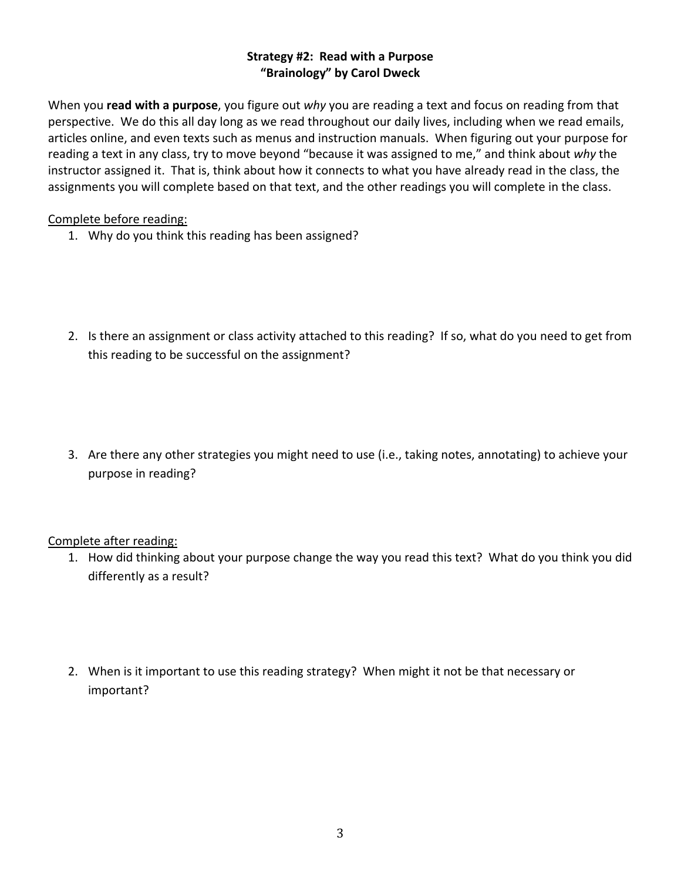**Strategy #2: Read with a Purpose**
**"Brainology" by Carol Dweck**

When you **read with a purpose**, you figure out *why* you are reading a text and focus on reading from that perspective. We do this all day long as we read throughout our daily lives, including when we read emails, articles online, and even texts such as menus and instruction manuals. When figuring out your purpose for reading a text in any class, try to move beyond "because it was assigned to me," and think about *why* the instructor assigned it. That is, think about how it connects to what you have already read in the class, the assignments you will complete based on that text, and the other readings you will complete in the class.

<u>Complete before reading:</u>

1. Why do you think this reading has been assigned?

2. Is there an assignment or class activity attached to this reading? If so, what do you need to get from this reading to be successful on the assignment?

3. Are there any other strategies you might need to use (i.e., taking notes, annotating) to achieve your purpose in reading?

<u>Complete after reading:</u>

1. How did thinking about your purpose change the way you read this text? What do you think you did differently as a result?

2. When is it important to use this reading strategy? When might it not be that necessary or important?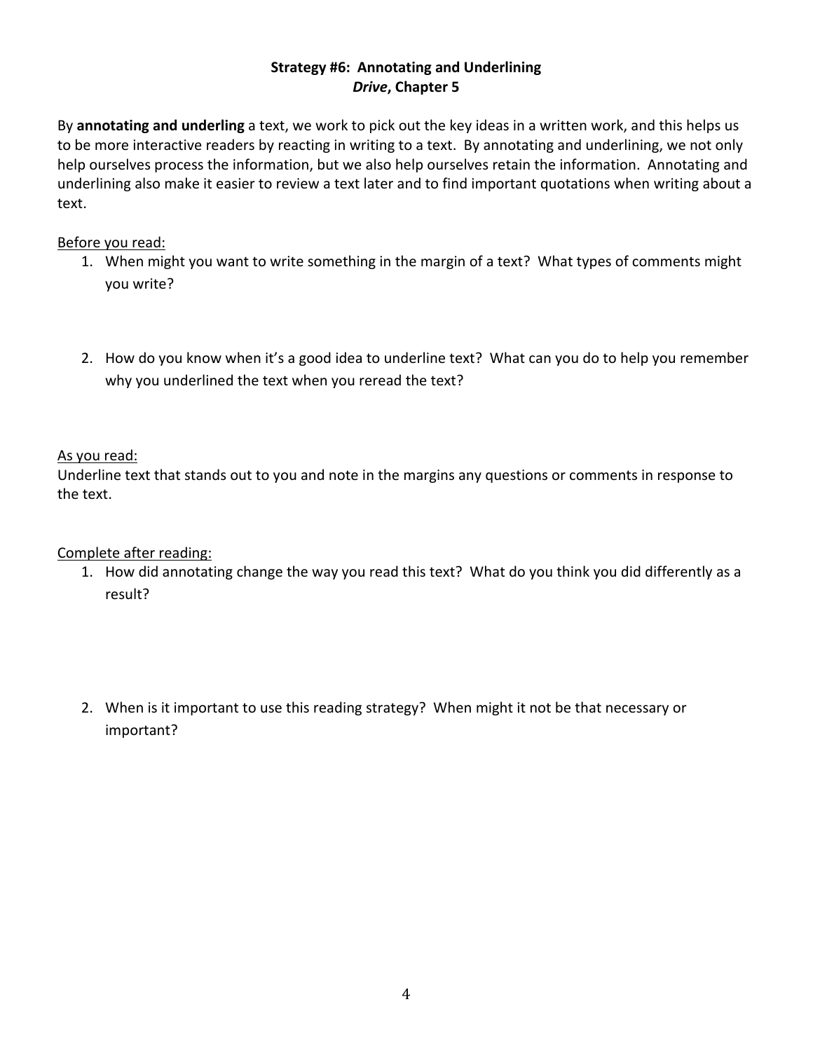**Strategy #6: Annotating and Underlining**
***Drive*, Chapter 5**

By **annotating and underling** a text, we work to pick out the key ideas in a written work, and this helps us to be more interactive readers by reacting in writing to a text. By annotating and underlining, we not only help ourselves process the information, but we also help ourselves retain the information. Annotating and underlining also make it easier to review a text later and to find important quotations when writing about a text.

<u>Before you read:</u>

1. When might you want to write something in the margin of a text? What types of comments might you write?

2. How do you know when it's a good idea to underline text? What can you do to help you remember why you underlined the text when you reread the text?

<u>As you read:</u>

Underline text that stands out to you and note in the margins any questions or comments in response to the text.

<u>Complete after reading:</u>

1. How did annotating change the way you read this text? What do you think you did differently as a result?

2. When is it important to use this reading strategy? When might it not be that necessary or important?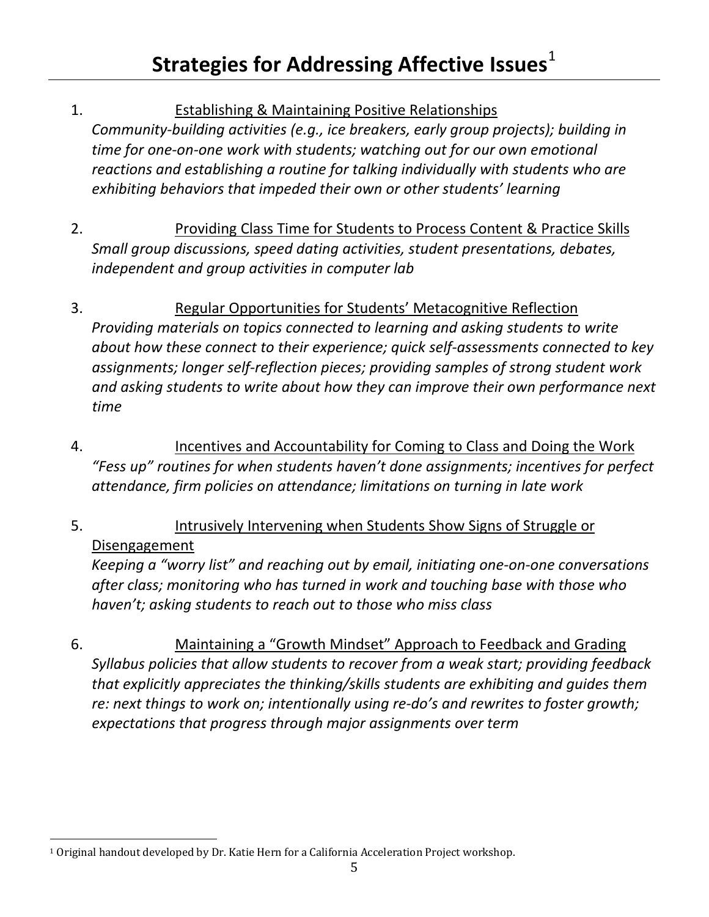# Strategies for Addressing Affective Issues[1]

1. Establishing & Maintaining Positive Relationships
   *Community-building activities (e.g., ice breakers, early group projects); building in time for one-on-one work with students; watching out for our own emotional reactions and establishing a routine for talking individually with students who are exhibiting behaviors that impeded their own or other students' learning*

2. Providing Class Time for Students to Process Content & Practice Skills
   *Small group discussions, speed dating activities, student presentations, debates, independent and group activities in computer lab*

3. Regular Opportunities for Students' Metacognitive Reflection
   *Providing materials on topics connected to learning and asking students to write about how these connect to their experience; quick self-assessments connected to key assignments; longer self-reflection pieces; providing samples of strong student work and asking students to write about how they can improve their own performance next time*

4. Incentives and Accountability for Coming to Class and Doing the Work
   *"Fess up" routines for when students haven't done assignments; incentives for perfect attendance, firm policies on attendance; limitations on turning in late work*

5. Intrusively Intervening when Students Show Signs of Struggle or Disengagement
   *Keeping a "worry list" and reaching out by email, initiating one-on-one conversations after class; monitoring who has turned in work and touching base with those who haven't; asking students to reach out to those who miss class*

6. Maintaining a "Growth Mindset" Approach to Feedback and Grading
   *Syllabus policies that allow students to recover from a weak start; providing feedback that explicitly appreciates the thinking/skills students are exhibiting and guides them re: next things to work on; intentionally using re-do's and rewrites to foster growth; expectations that progress through major assignments over term*

[1] Original handout developed by Dr. Katie Hern for a California Acceleration Project workshop.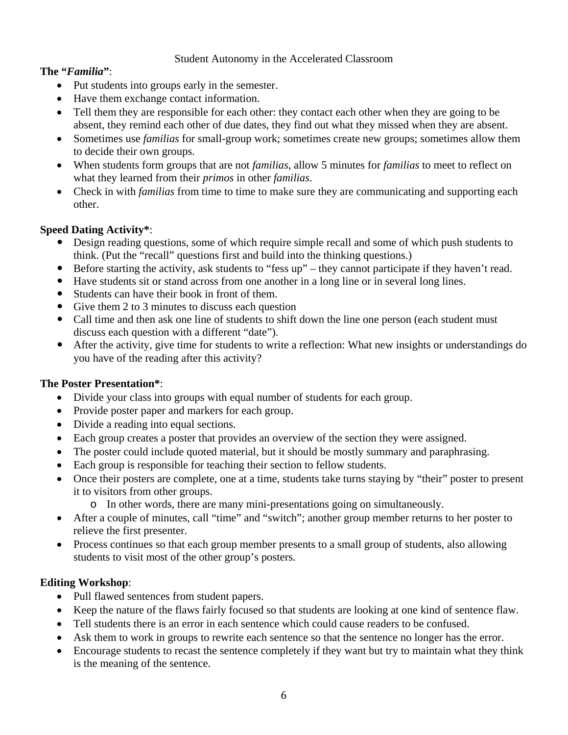Student Autonomy in the Accelerated Classroom

**The "*Familia*"**:

- Put students into groups early in the semester.
- Have them exchange contact information.
- Tell them they are responsible for each other: they contact each other when they are going to be absent, they remind each other of due dates, they find out what they missed when they are absent.
- Sometimes use *familias* for small-group work; sometimes create new groups; sometimes allow them to decide their own groups.
- When students form groups that are not *familias*, allow 5 minutes for *familias* to meet to reflect on what they learned from their *primos* in other *familias*.
- Check in with *familias* from time to time to make sure they are communicating and supporting each other.

**Speed Dating Activity***:

- Design reading questions, some of which require simple recall and some of which push students to think. (Put the "recall" questions first and build into the thinking questions.)
- Before starting the activity, ask students to "fess up" – they cannot participate if they haven't read.
- Have students sit or stand across from one another in a long line or in several long lines.
- Students can have their book in front of them.
- Give them 2 to 3 minutes to discuss each question
- Call time and then ask one line of students to shift down the line one person (each student must discuss each question with a different "date").
- After the activity, give time for students to write a reflection: What new insights or understandings do you have of the reading after this activity?

**The Poster Presentation***:

- Divide your class into groups with equal number of students for each group.
- Provide poster paper and markers for each group.
- Divide a reading into equal sections.
- Each group creates a poster that provides an overview of the section they were assigned.
- The poster could include quoted material, but it should be mostly summary and paraphrasing.
- Each group is responsible for teaching their section to fellow students.
- Once their posters are complete, one at a time, students take turns staying by "their" poster to present it to visitors from other groups.
    - In other words, there are many mini-presentations going on simultaneously.
- After a couple of minutes, call "time" and "switch"; another group member returns to her poster to relieve the first presenter.
- Process continues so that each group member presents to a small group of students, also allowing students to visit most of the other group's posters.

**Editing Workshop**:

- Pull flawed sentences from student papers.
- Keep the nature of the flaws fairly focused so that students are looking at one kind of sentence flaw.
- Tell students there is an error in each sentence which could cause readers to be confused.
- Ask them to work in groups to rewrite each sentence so that the sentence no longer has the error.
- Encourage students to recast the sentence completely if they want but try to maintain what they think is the meaning of the sentence.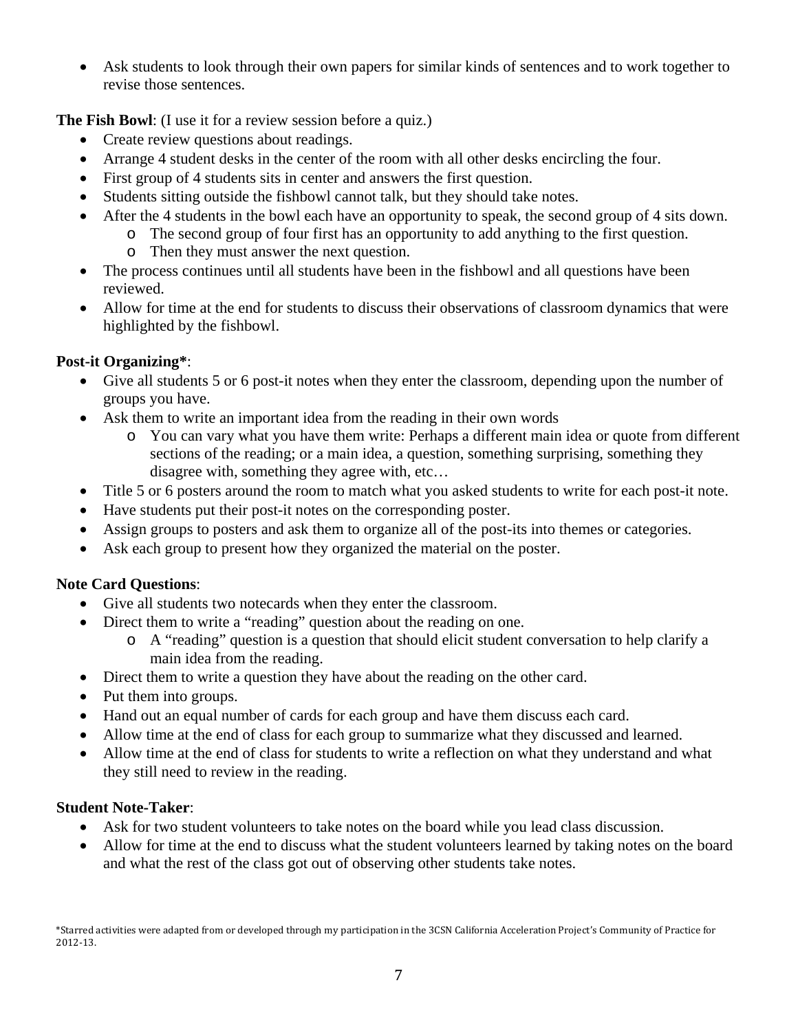- Ask students to look through their own papers for similar kinds of sentences and to work together to revise those sentences.

**The Fish Bowl**: (I use it for a review session before a quiz.)

- Create review questions about readings.
- Arrange 4 student desks in the center of the room with all other desks encircling the four.
- First group of 4 students sits in center and answers the first question.
- Students sitting outside the fishbowl cannot talk, but they should take notes.
- After the 4 students in the bowl each have an opportunity to speak, the second group of 4 sits down.
    - The second group of four first has an opportunity to add anything to the first question.
    - Then they must answer the next question.
- The process continues until all students have been in the fishbowl and all questions have been reviewed.
- Allow for time at the end for students to discuss their observations of classroom dynamics that were highlighted by the fishbowl.

**Post-it Organizing***:

- Give all students 5 or 6 post-it notes when they enter the classroom, depending upon the number of groups you have.
- Ask them to write an important idea from the reading in their own words
    - You can vary what you have them write: Perhaps a different main idea or quote from different sections of the reading; or a main idea, a question, something surprising, something they disagree with, something they agree with, etc…
- Title 5 or 6 posters around the room to match what you asked students to write for each post-it note.
- Have students put their post-it notes on the corresponding poster.
- Assign groups to posters and ask them to organize all of the post-its into themes or categories.
- Ask each group to present how they organized the material on the poster.

**Note Card Questions**:

- Give all students two notecards when they enter the classroom.
- Direct them to write a "reading" question about the reading on one.
    - A "reading" question is a question that should elicit student conversation to help clarify a main idea from the reading.
- Direct them to write a question they have about the reading on the other card.
- Put them into groups.
- Hand out an equal number of cards for each group and have them discuss each card.
- Allow time at the end of class for each group to summarize what they discussed and learned.
- Allow time at the end of class for students to write a reflection on what they understand and what they still need to review in the reading.

**Student Note-Taker**:

- Ask for two student volunteers to take notes on the board while you lead class discussion.
- Allow for time at the end to discuss what the student volunteers learned by taking notes on the board and what the rest of the class got out of observing other students take notes.

*Starred activities were adapted from or developed through my participation in the 3CSN California Acceleration Project's Community of Practice for 2012-13.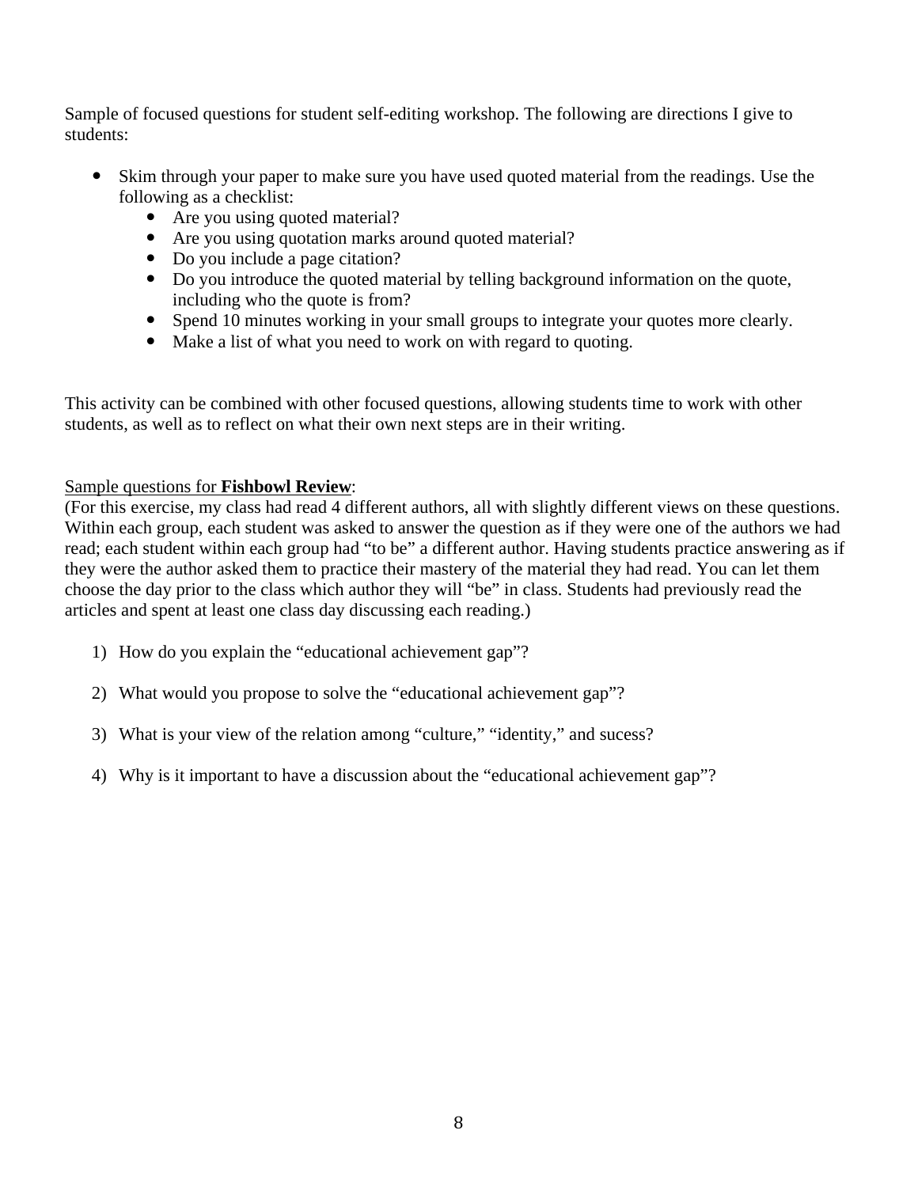Sample of focused questions for student self-editing workshop. The following are directions I give to students:

- Skim through your paper to make sure you have used quoted material from the readings. Use the following as a checklist:
    - Are you using quoted material?
    - Are you using quotation marks around quoted material?
    - Do you include a page citation?
    - Do you introduce the quoted material by telling background information on the quote, including who the quote is from?
    - Spend 10 minutes working in your small groups to integrate your quotes more clearly.
    - Make a list of what you need to work on with regard to quoting.

This activity can be combined with other focused questions, allowing students time to work with other students, as well as to reflect on what their own next steps are in their writing.

<u>Sample questions for</u> **<u>Fishbowl Review</u>**:
(For this exercise, my class had read 4 different authors, all with slightly different views on these questions. Within each group, each student was asked to answer the question as if they were one of the authors we had read; each student within each group had "to be" a different author. Having students practice answering as if they were the author asked them to practice their mastery of the material they had read. You can let them choose the day prior to the class which author they will "be" in class. Students had previously read the articles and spent at least one class day discussing each reading.)

1) How do you explain the "educational achievement gap"?

2) What would you propose to solve the "educational achievement gap"?

3) What is your view of the relation among "culture," "identity," and sucess?

4) Why is it important to have a discussion about the "educational achievement gap"?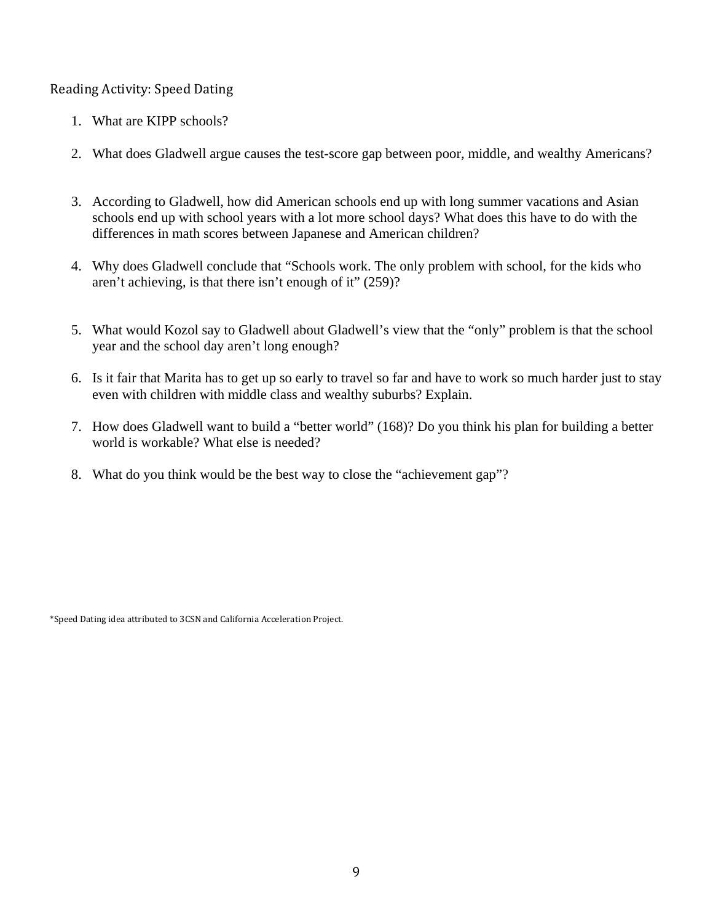Reading Activity: Speed Dating

1. What are KIPP schools?
2. What does Gladwell argue causes the test-score gap between poor, middle, and wealthy Americans?
3. According to Gladwell, how did American schools end up with long summer vacations and Asian schools end up with school years with a lot more school days? What does this have to do with the differences in math scores between Japanese and American children?
4. Why does Gladwell conclude that "Schools work. The only problem with school, for the kids who aren't achieving, is that there isn't enough of it" (259)?
5. What would Kozol say to Gladwell about Gladwell's view that the "only" problem is that the school year and the school day aren't long enough?
6. Is it fair that Marita has to get up so early to travel so far and have to work so much harder just to stay even with children with middle class and wealthy suburbs? Explain.
7. How does Gladwell want to build a "better world" (168)? Do you think his plan for building a better world is workable? What else is needed?
8. What do you think would be the best way to close the "achievement gap"?

*Speed Dating idea attributed to 3CSN and California Acceleration Project.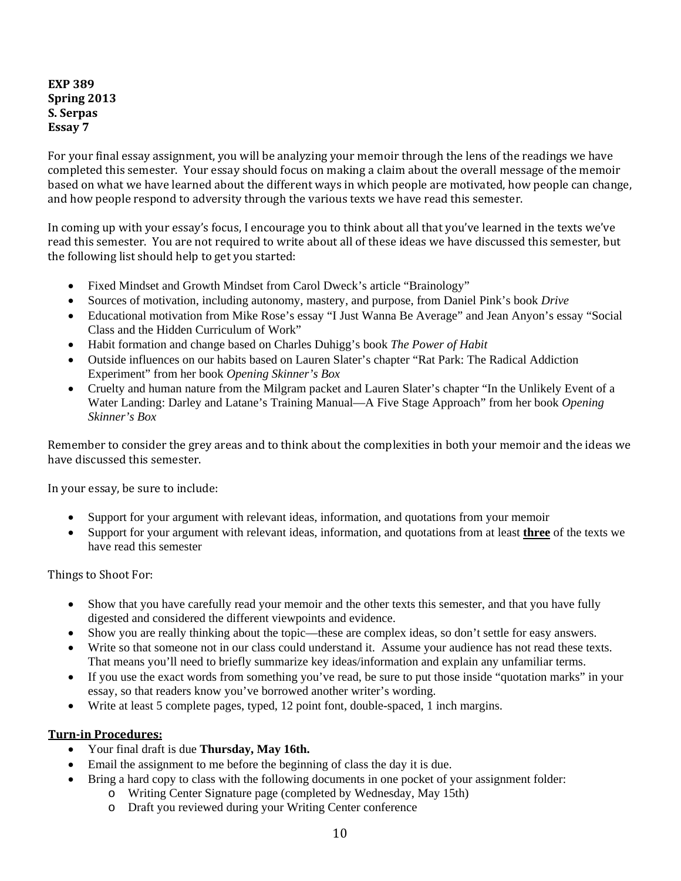**EXP 389**
**Spring 2013**
**S. Serpas**
**Essay 7**

For your final essay assignment, you will be analyzing your memoir through the lens of the readings we have completed this semester. Your essay should focus on making a claim about the overall message of the memoir based on what we have learned about the different ways in which people are motivated, how people can change, and how people respond to adversity through the various texts we have read this semester.

In coming up with your essay's focus, I encourage you to think about all that you've learned in the texts we've read this semester. You are not required to write about all of these ideas we have discussed this semester, but the following list should help to get you started:

- Fixed Mindset and Growth Mindset from Carol Dweck's article "Brainology"
- Sources of motivation, including autonomy, mastery, and purpose, from Daniel Pink's book *Drive*
- Educational motivation from Mike Rose's essay "I Just Wanna Be Average" and Jean Anyon's essay "Social Class and the Hidden Curriculum of Work"
- Habit formation and change based on Charles Duhigg's book *The Power of Habit*
- Outside influences on our habits based on Lauren Slater's chapter "Rat Park: The Radical Addiction Experiment" from her book *Opening Skinner's Box*
- Cruelty and human nature from the Milgram packet and Lauren Slater's chapter "In the Unlikely Event of a Water Landing: Darley and Latane's Training Manual—A Five Stage Approach" from her book *Opening Skinner's Box*

Remember to consider the grey areas and to think about the complexities in both your memoir and the ideas we have discussed this semester.

In your essay, be sure to include:

- Support for your argument with relevant ideas, information, and quotations from your memoir
- Support for your argument with relevant ideas, information, and quotations from at least **three** of the texts we have read this semester

Things to Shoot For:

- Show that you have carefully read your memoir and the other texts this semester, and that you have fully digested and considered the different viewpoints and evidence.
- Show you are really thinking about the topic—these are complex ideas, so don't settle for easy answers.
- Write so that someone not in our class could understand it. Assume your audience has not read these texts. That means you'll need to briefly summarize key ideas/information and explain any unfamiliar terms.
- If you use the exact words from something you've read, be sure to put those inside "quotation marks" in your essay, so that readers know you've borrowed another writer's wording.
- Write at least 5 complete pages, typed, 12 point font, double-spaced, 1 inch margins.

**Turn-in Procedures:**

- Your final draft is due **Thursday, May 16th.**
- Email the assignment to me before the beginning of class the day it is due.
- Bring a hard copy to class with the following documents in one pocket of your assignment folder:
  - Writing Center Signature page (completed by Wednesday, May 15th)
  - Draft you reviewed during your Writing Center conference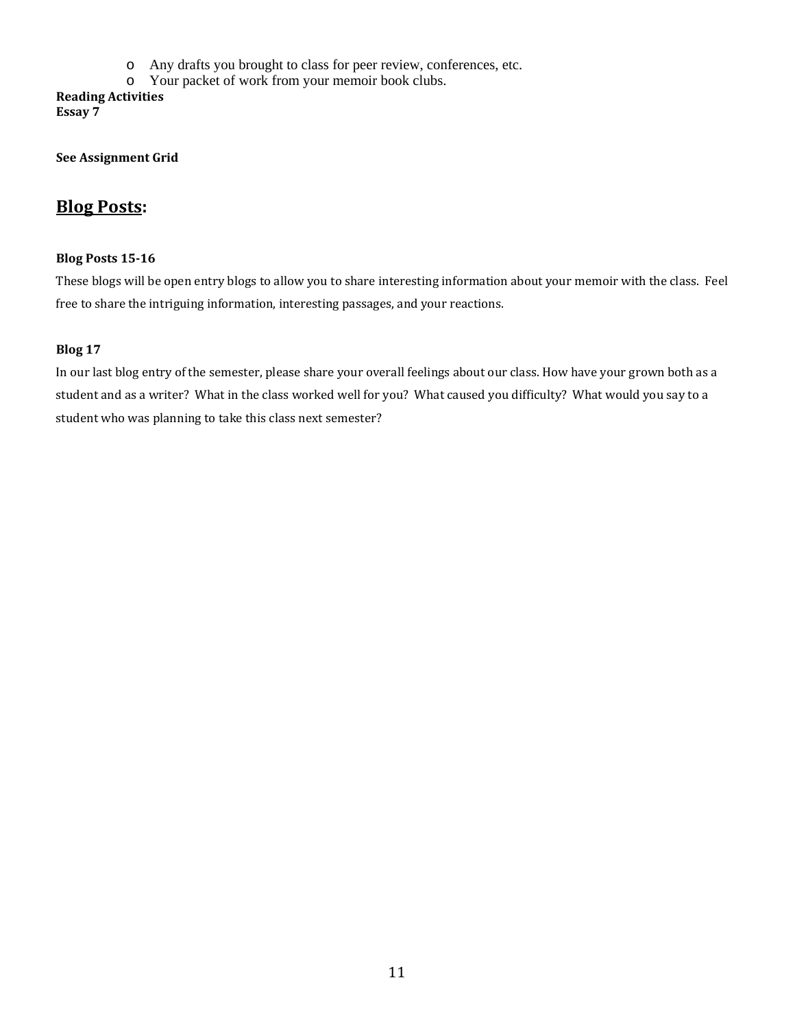- Any drafts you brought to class for peer review, conferences, etc.
- Your packet of work from your memoir book clubs.

**Reading Activities**
**Essay 7**

**See Assignment Grid**

## **Blog Posts:**

**Blog Posts 15-16**

These blogs will be open entry blogs to allow you to share interesting information about your memoir with the class. Feel free to share the intriguing information, interesting passages, and your reactions.

**Blog 17**

In our last blog entry of the semester, please share your overall feelings about our class. How have your grown both as a student and as a writer? What in the class worked well for you? What caused you difficulty? What would you say to a student who was planning to take this class next semester?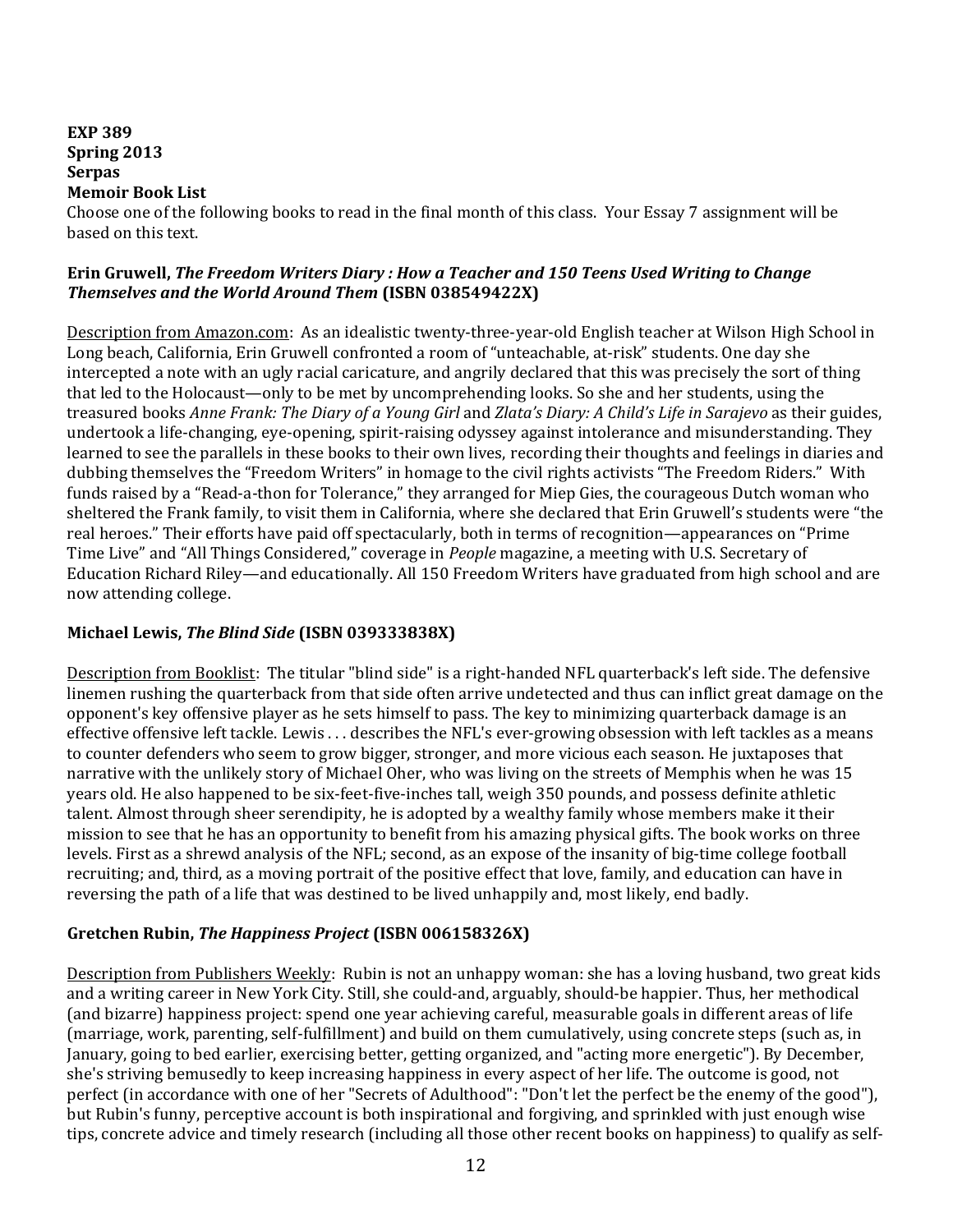**EXP 389**
**Spring 2013**
**Serpas**
**Memoir Book List**

Choose one of the following books to read in the final month of this class. Your Essay 7 assignment will be based on this text.

**Erin Gruwell, *The Freedom Writers Diary : How a Teacher and 150 Teens Used Writing to Change Themselves and the World Around Them* (ISBN 038549422X)**

<u>Description from Amazon.com</u>: As an idealistic twenty-three-year-old English teacher at Wilson High School in Long beach, California, Erin Gruwell confronted a room of "unteachable, at-risk" students. One day she intercepted a note with an ugly racial caricature, and angrily declared that this was precisely the sort of thing that led to the Holocaust—only to be met by uncomprehending looks. So she and her students, using the treasured books *Anne Frank: The Diary of a Young Girl* and *Zlata's Diary: A Child's Life in Sarajevo* as their guides, undertook a life-changing, eye-opening, spirit-raising odyssey against intolerance and misunderstanding. They learned to see the parallels in these books to their own lives, recording their thoughts and feelings in diaries and dubbing themselves the "Freedom Writers" in homage to the civil rights activists "The Freedom Riders." With funds raised by a "Read-a-thon for Tolerance," they arranged for Miep Gies, the courageous Dutch woman who sheltered the Frank family, to visit them in California, where she declared that Erin Gruwell's students were "the real heroes." Their efforts have paid off spectacularly, both in terms of recognition—appearances on "Prime Time Live" and "All Things Considered," coverage in *People* magazine, a meeting with U.S. Secretary of Education Richard Riley—and educationally. All 150 Freedom Writers have graduated from high school and are now attending college.

**Michael Lewis, *The Blind Side* (ISBN 039333838X)**

<u>Description from Booklist</u>: The titular "blind side" is a right-handed NFL quarterback's left side. The defensive linemen rushing the quarterback from that side often arrive undetected and thus can inflict great damage on the opponent's key offensive player as he sets himself to pass. The key to minimizing quarterback damage is an effective offensive left tackle. Lewis . . . describes the NFL's ever-growing obsession with left tackles as a means to counter defenders who seem to grow bigger, stronger, and more vicious each season. He juxtaposes that narrative with the unlikely story of Michael Oher, who was living on the streets of Memphis when he was 15 years old. He also happened to be six-feet-five-inches tall, weigh 350 pounds, and possess definite athletic talent. Almost through sheer serendipity, he is adopted by a wealthy family whose members make it their mission to see that he has an opportunity to benefit from his amazing physical gifts. The book works on three levels. First as a shrewd analysis of the NFL; second, as an expose of the insanity of big-time college football recruiting; and, third, as a moving portrait of the positive effect that love, family, and education can have in reversing the path of a life that was destined to be lived unhappily and, most likely, end badly.

**Gretchen Rubin, *The Happiness Project* (ISBN 006158326X)**

<u>Description from Publishers Weekly</u>: Rubin is not an unhappy woman: she has a loving husband, two great kids and a writing career in New York City. Still, she could-and, arguably, should-be happier. Thus, her methodical (and bizarre) happiness project: spend one year achieving careful, measurable goals in different areas of life (marriage, work, parenting, self-fulfillment) and build on them cumulatively, using concrete steps (such as, in January, going to bed earlier, exercising better, getting organized, and "acting more energetic"). By December, she's striving bemusedly to keep increasing happiness in every aspect of her life. The outcome is good, not perfect (in accordance with one of her "Secrets of Adulthood": "Don't let the perfect be the enemy of the good"), but Rubin's funny, perceptive account is both inspirational and forgiving, and sprinkled with just enough wise tips, concrete advice and timely research (including all those other recent books on happiness) to qualify as self-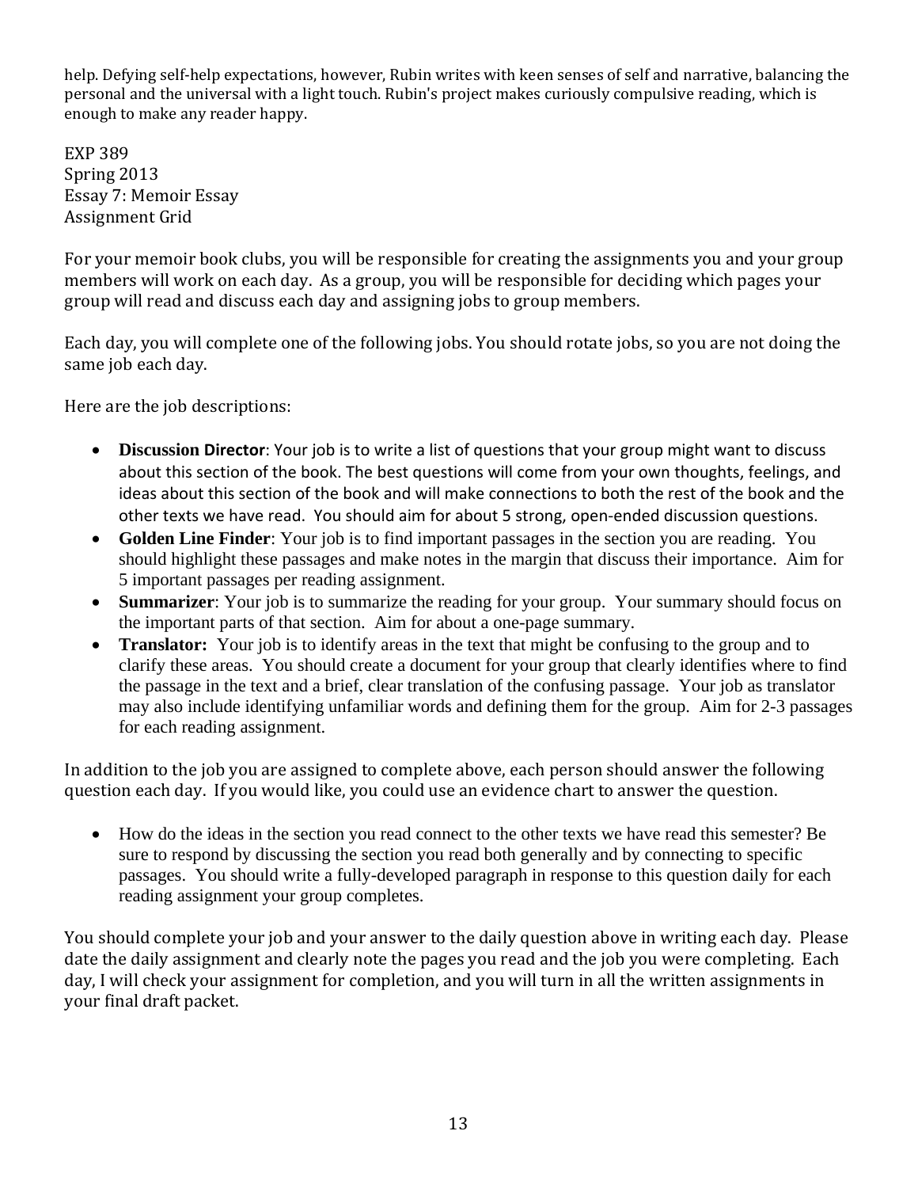help. Defying self-help expectations, however, Rubin writes with keen senses of self and narrative, balancing the personal and the universal with a light touch. Rubin's project makes curiously compulsive reading, which is enough to make any reader happy.

EXP 389
Spring 2013
Essay 7: Memoir Essay
Assignment Grid

For your memoir book clubs, you will be responsible for creating the assignments you and your group members will work on each day. As a group, you will be responsible for deciding which pages your group will read and discuss each day and assigning jobs to group members.

Each day, you will complete one of the following jobs. You should rotate jobs, so you are not doing the same job each day.

Here are the job descriptions:

- **Discussion Director**: Your job is to write a list of questions that your group might want to discuss about this section of the book. The best questions will come from your own thoughts, feelings, and ideas about this section of the book and will make connections to both the rest of the book and the other texts we have read. You should aim for about 5 strong, open-ended discussion questions.
- **Golden Line Finder**: Your job is to find important passages in the section you are reading. You should highlight these passages and make notes in the margin that discuss their importance. Aim for 5 important passages per reading assignment.
- **Summarizer**: Your job is to summarize the reading for your group. Your summary should focus on the important parts of that section. Aim for about a one-page summary.
- **Translator:** Your job is to identify areas in the text that might be confusing to the group and to clarify these areas. You should create a document for your group that clearly identifies where to find the passage in the text and a brief, clear translation of the confusing passage. Your job as translator may also include identifying unfamiliar words and defining them for the group. Aim for 2-3 passages for each reading assignment.

In addition to the job you are assigned to complete above, each person should answer the following question each day. If you would like, you could use an evidence chart to answer the question.

- How do the ideas in the section you read connect to the other texts we have read this semester? Be sure to respond by discussing the section you read both generally and by connecting to specific passages. You should write a fully-developed paragraph in response to this question daily for each reading assignment your group completes.

You should complete your job and your answer to the daily question above in writing each day. Please date the daily assignment and clearly note the pages you read and the job you were completing. Each day, I will check your assignment for completion, and you will turn in all the written assignments in your final draft packet.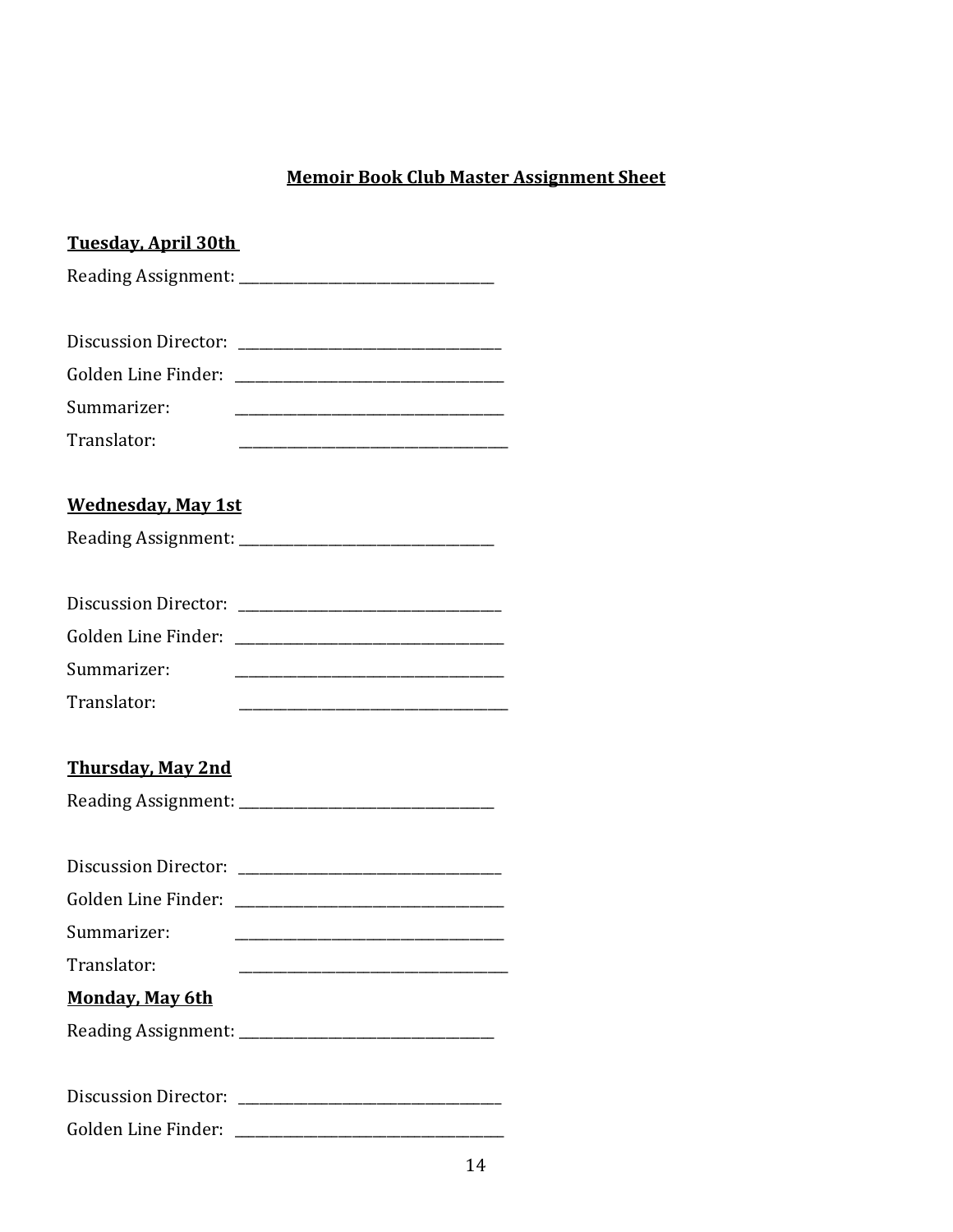## Memoir Book Club Master Assignment Sheet

**Tuesday, April 30th**

Reading Assignment: ___________________________________

Discussion Director: ___________________________________

Golden Line Finder: ___________________________________

Summarizer: ___________________________________

Translator: ___________________________________

**Wednesday, May 1st**

Reading Assignment: ___________________________________

Discussion Director: ___________________________________

Golden Line Finder: ___________________________________

Summarizer: ___________________________________

Translator: ___________________________________

**Thursday, May 2nd**

Reading Assignment: ___________________________________

Discussion Director: ___________________________________

Golden Line Finder: ___________________________________

Summarizer: ___________________________________

Translator: ___________________________________

**Monday, May 6th**

Reading Assignment: ___________________________________

Discussion Director: ___________________________________

Golden Line Finder: ___________________________________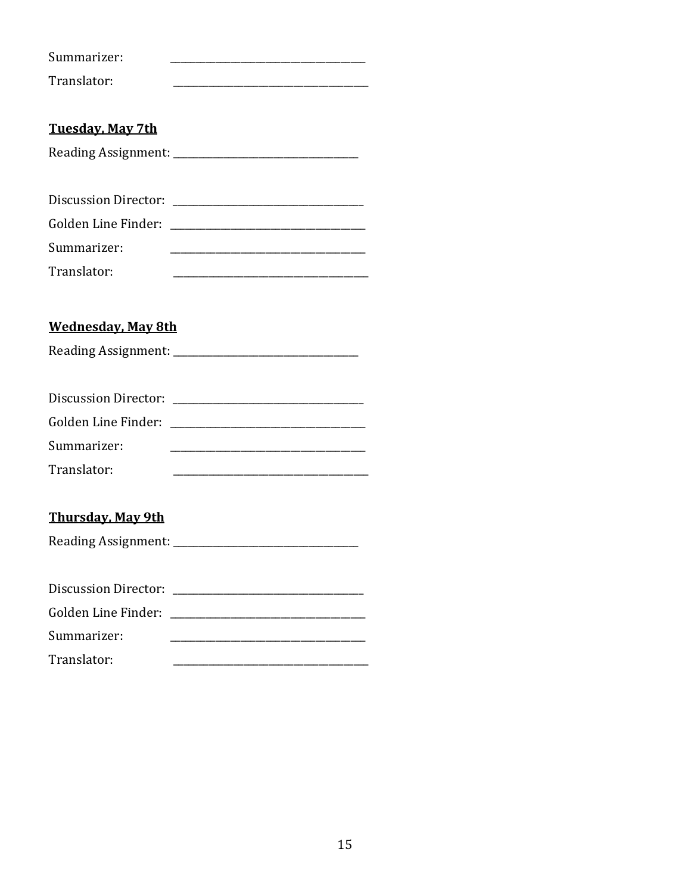Summarizer: ___________________________________

Translator: ___________________________________

**Tuesday, May 7th**

Reading Assignment: _________________________________

Discussion Director: _________________________________

Golden Line Finder: __________________________________

Summarizer: ___________________________________

Translator: ___________________________________

**Wednesday, May 8th**

Reading Assignment: _________________________________

Discussion Director: _________________________________

Golden Line Finder: __________________________________

Summarizer: ___________________________________

Translator: ___________________________________

**Thursday, May 9th**

Reading Assignment: _________________________________

Discussion Director: _________________________________

Golden Line Finder: __________________________________

Summarizer: ___________________________________

Translator: ___________________________________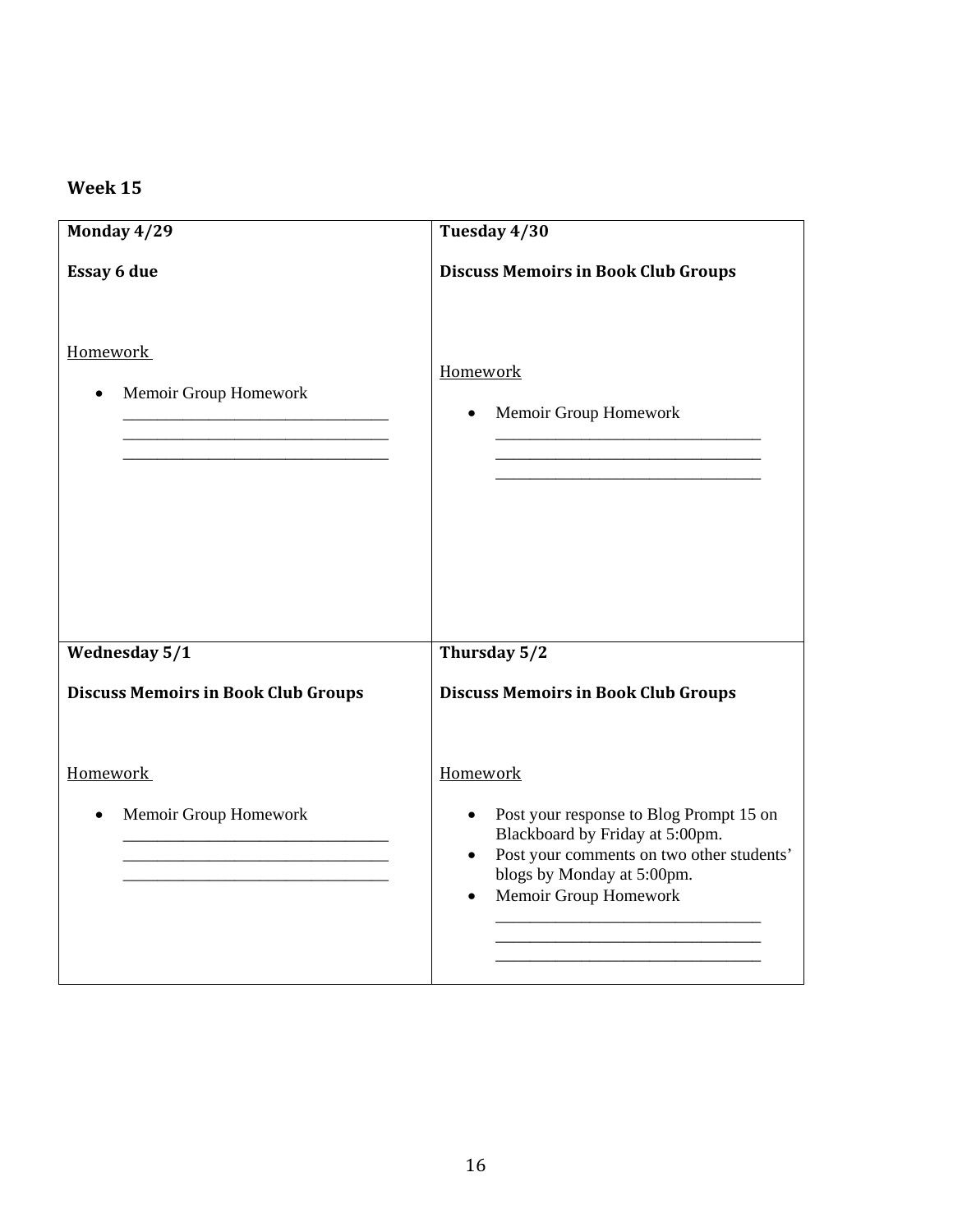## Week 15

| Monday 4/29 | Tuesday 4/30 |
|---|---|
| **Essay 6 due**<br><br>Homework<br><br>• Memoir Group Homework<br>_______________________________<br>_______________________________<br>_______________________________ | **Discuss Memoirs in Book Club Groups**<br><br>Homework<br><br>• Memoir Group Homework<br>_______________________________<br>_______________________________<br>_______________________________ |
| **Wednesday 5/1** | **Thursday 5/2** |
| **Discuss Memoirs in Book Club Groups**<br><br>Homework<br><br>• Memoir Group Homework<br>_______________________________<br>_______________________________<br>_______________________________ | **Discuss Memoirs in Book Club Groups**<br><br>Homework<br><br>• Post your response to Blog Prompt 15 on Blackboard by Friday at 5:00pm.<br>• Post your comments on two other students' blogs by Monday at 5:00pm.<br>• Memoir Group Homework<br>_______________________________<br>_______________________________<br>_______________________________ |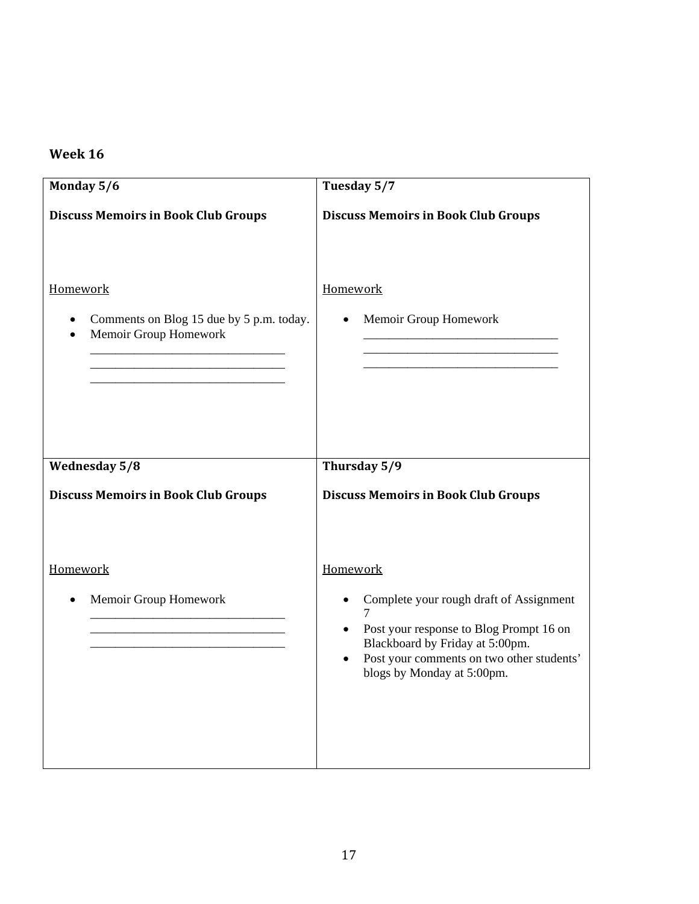## Week 16

| Monday 5/6 | Tuesday 5/7 |
| --- | --- |
| **Discuss Memoirs in Book Club Groups**<br><br>Homework<br><br>• Comments on Blog 15 due by 5 p.m. today.<br>• Memoir Group Homework<br>\_\_\_\_\_\_\_\_\_\_\_\_\_\_\_\_\_\_\_\_\_\_\_\_\_\_\_\_\_\_<br>\_\_\_\_\_\_\_\_\_\_\_\_\_\_\_\_\_\_\_\_\_\_\_\_\_\_\_\_\_\_<br>\_\_\_\_\_\_\_\_\_\_\_\_\_\_\_\_\_\_\_\_\_\_\_\_\_\_\_\_\_\_ | **Discuss Memoirs in Book Club Groups**<br><br>Homework<br><br>• Memoir Group Homework<br>\_\_\_\_\_\_\_\_\_\_\_\_\_\_\_\_\_\_\_\_\_\_\_\_\_\_\_\_\_\_<br>\_\_\_\_\_\_\_\_\_\_\_\_\_\_\_\_\_\_\_\_\_\_\_\_\_\_\_\_\_\_<br>\_\_\_\_\_\_\_\_\_\_\_\_\_\_\_\_\_\_\_\_\_\_\_\_\_\_\_\_\_\_ |
| **Wednesday 5/8** | **Thursday 5/9** |
| **Discuss Memoirs in Book Club Groups**<br><br>Homework<br><br>• Memoir Group Homework<br>\_\_\_\_\_\_\_\_\_\_\_\_\_\_\_\_\_\_\_\_\_\_\_\_\_\_\_\_\_\_<br>\_\_\_\_\_\_\_\_\_\_\_\_\_\_\_\_\_\_\_\_\_\_\_\_\_\_\_\_\_\_<br>\_\_\_\_\_\_\_\_\_\_\_\_\_\_\_\_\_\_\_\_\_\_\_\_\_\_\_\_\_\_ | **Discuss Memoirs in Book Club Groups**<br><br>Homework<br><br>• Complete your rough draft of Assignment 7<br>• Post your response to Blog Prompt 16 on Blackboard by Friday at 5:00pm.<br>• Post your comments on two other students' blogs by Monday at 5:00pm. |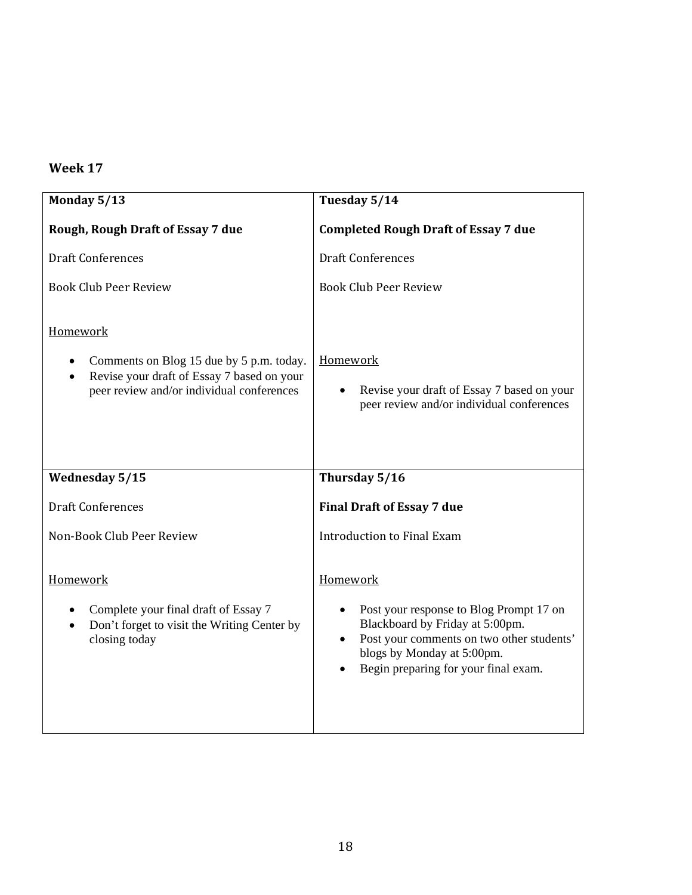## Week 17

| Monday 5/13 | Tuesday 5/14 |
|---|---|
| **Rough, Rough Draft of Essay 7 due**<br><br>Draft Conferences<br><br>Book Club Peer Review<br><br>Homework<br><br>• Comments on Blog 15 due by 5 p.m. today.<br>• Revise your draft of Essay 7 based on your peer review and/or individual conferences | **Completed Rough Draft of Essay 7 due**<br><br>Draft Conferences<br><br>Book Club Peer Review<br><br>Homework<br><br>• Revise your draft of Essay 7 based on your peer review and/or individual conferences |
| **Wednesday 5/15** | **Thursday 5/16** |
| Draft Conferences<br><br>Non-Book Club Peer Review<br><br>Homework<br><br>• Complete your final draft of Essay 7<br>• Don't forget to visit the Writing Center by closing today | **Final Draft of Essay 7 due**<br><br>Introduction to Final Exam<br><br>Homework<br><br>• Post your response to Blog Prompt 17 on Blackboard by Friday at 5:00pm.<br>• Post your comments on two other students' blogs by Monday at 5:00pm.<br>• Begin preparing for your final exam. |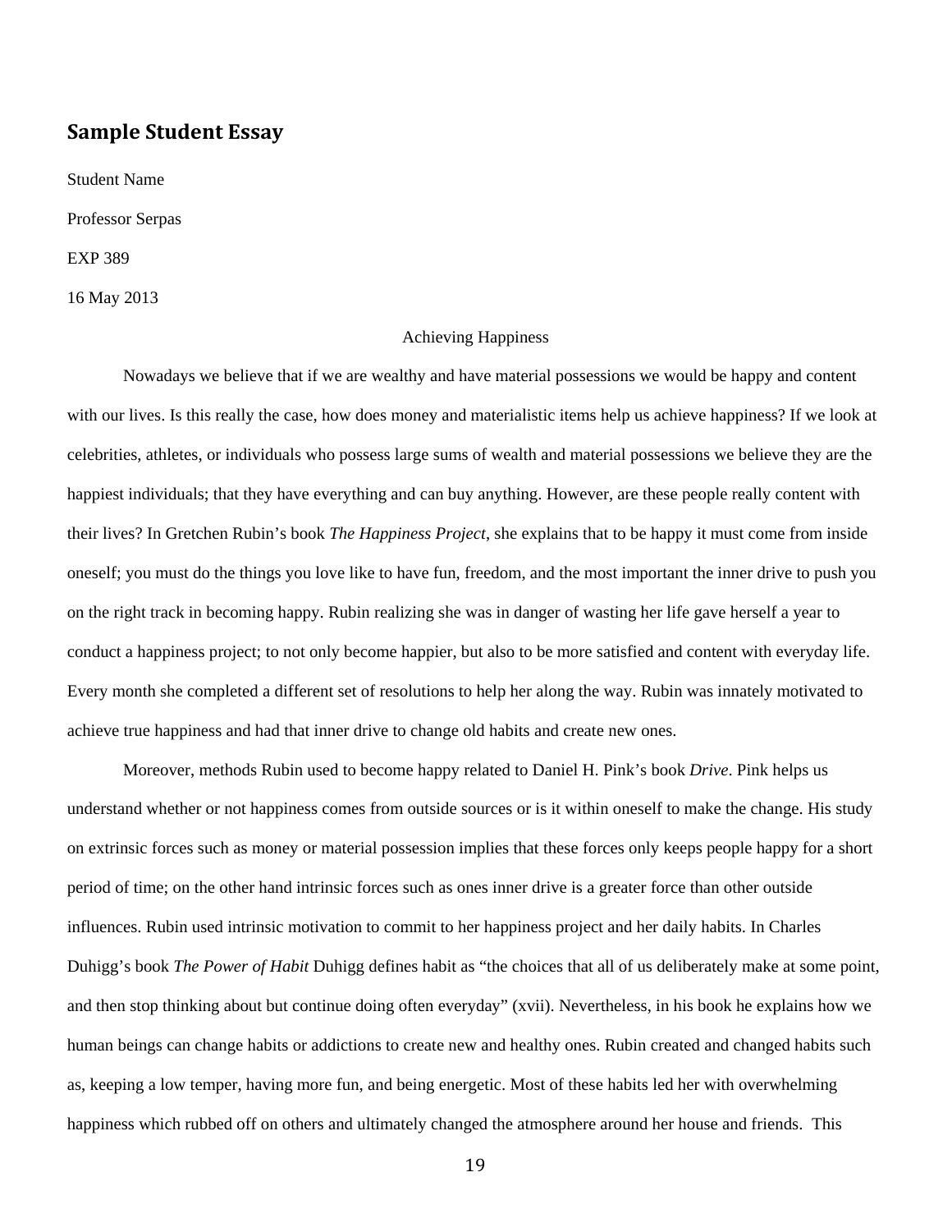## Sample Student Essay

Student Name

Professor Serpas

EXP 389

16 May 2013

Achieving Happiness

Nowadays we believe that if we are wealthy and have material possessions we would be happy and content with our lives. Is this really the case, how does money and materialistic items help us achieve happiness? If we look at celebrities, athletes, or individuals who possess large sums of wealth and material possessions we believe they are the happiest individuals; that they have everything and can buy anything. However, are these people really content with their lives? In Gretchen Rubin's book *The Happiness Project*, she explains that to be happy it must come from inside oneself; you must do the things you love like to have fun, freedom, and the most important the inner drive to push you on the right track in becoming happy. Rubin realizing she was in danger of wasting her life gave herself a year to conduct a happiness project; to not only become happier, but also to be more satisfied and content with everyday life. Every month she completed a different set of resolutions to help her along the way. Rubin was innately motivated to achieve true happiness and had that inner drive to change old habits and create new ones.

Moreover, methods Rubin used to become happy related to Daniel H. Pink's book *Drive*. Pink helps us understand whether or not happiness comes from outside sources or is it within oneself to make the change. His study on extrinsic forces such as money or material possession implies that these forces only keeps people happy for a short period of time; on the other hand intrinsic forces such as ones inner drive is a greater force than other outside influences. Rubin used intrinsic motivation to commit to her happiness project and her daily habits. In Charles Duhigg's book *The Power of Habit* Duhigg defines habit as "the choices that all of us deliberately make at some point, and then stop thinking about but continue doing often everyday" (xvii). Nevertheless, in his book he explains how we human beings can change habits or addictions to create new and healthy ones. Rubin created and changed habits such as, keeping a low temper, having more fun, and being energetic. Most of these habits led her with overwhelming happiness which rubbed off on others and ultimately changed the atmosphere around her house and friends. This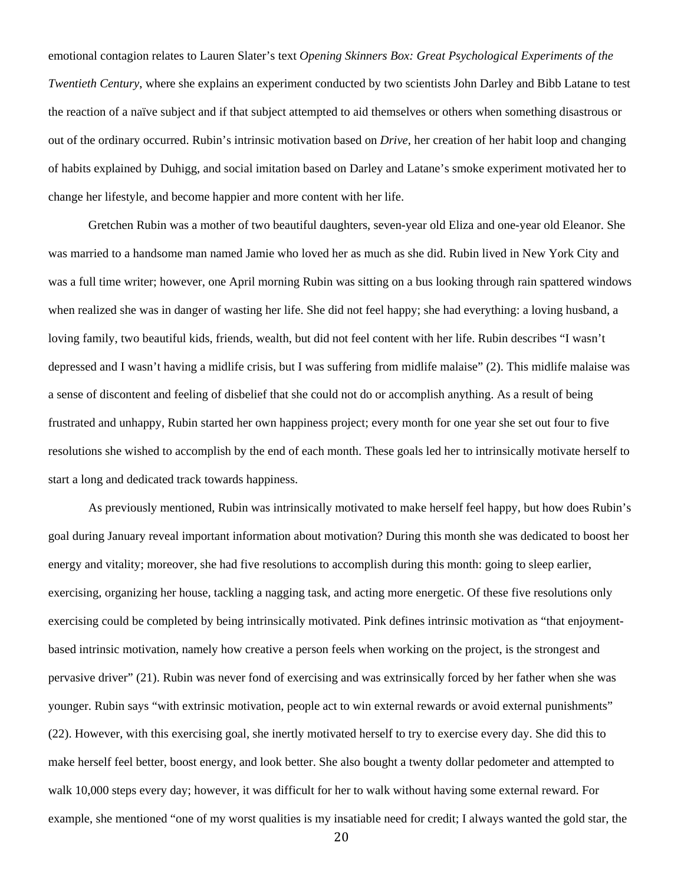emotional contagion relates to Lauren Slater's text *Opening Skinners Box: Great Psychological Experiments of the Twentieth Century*, where she explains an experiment conducted by two scientists John Darley and Bibb Latane to test the reaction of a naïve subject and if that subject attempted to aid themselves or others when something disastrous or out of the ordinary occurred. Rubin's intrinsic motivation based on *Drive*, her creation of her habit loop and changing of habits explained by Duhigg, and social imitation based on Darley and Latane's smoke experiment motivated her to change her lifestyle, and become happier and more content with her life.

Gretchen Rubin was a mother of two beautiful daughters, seven-year old Eliza and one-year old Eleanor. She was married to a handsome man named Jamie who loved her as much as she did. Rubin lived in New York City and was a full time writer; however, one April morning Rubin was sitting on a bus looking through rain spattered windows when realized she was in danger of wasting her life. She did not feel happy; she had everything: a loving husband, a loving family, two beautiful kids, friends, wealth, but did not feel content with her life. Rubin describes "I wasn't depressed and I wasn't having a midlife crisis, but I was suffering from midlife malaise" (2). This midlife malaise was a sense of discontent and feeling of disbelief that she could not do or accomplish anything. As a result of being frustrated and unhappy, Rubin started her own happiness project; every month for one year she set out four to five resolutions she wished to accomplish by the end of each month. These goals led her to intrinsically motivate herself to start a long and dedicated track towards happiness.

As previously mentioned, Rubin was intrinsically motivated to make herself feel happy, but how does Rubin's goal during January reveal important information about motivation? During this month she was dedicated to boost her energy and vitality; moreover, she had five resolutions to accomplish during this month: going to sleep earlier, exercising, organizing her house, tackling a nagging task, and acting more energetic. Of these five resolutions only exercising could be completed by being intrinsically motivated. Pink defines intrinsic motivation as "that enjoyment-based intrinsic motivation, namely how creative a person feels when working on the project, is the strongest and pervasive driver" (21). Rubin was never fond of exercising and was extrinsically forced by her father when she was younger. Rubin says "with extrinsic motivation, people act to win external rewards or avoid external punishments" (22). However, with this exercising goal, she inertly motivated herself to try to exercise every day. She did this to make herself feel better, boost energy, and look better. She also bought a twenty dollar pedometer and attempted to walk 10,000 steps every day; however, it was difficult for her to walk without having some external reward. For example, she mentioned "one of my worst qualities is my insatiable need for credit; I always wanted the gold star, the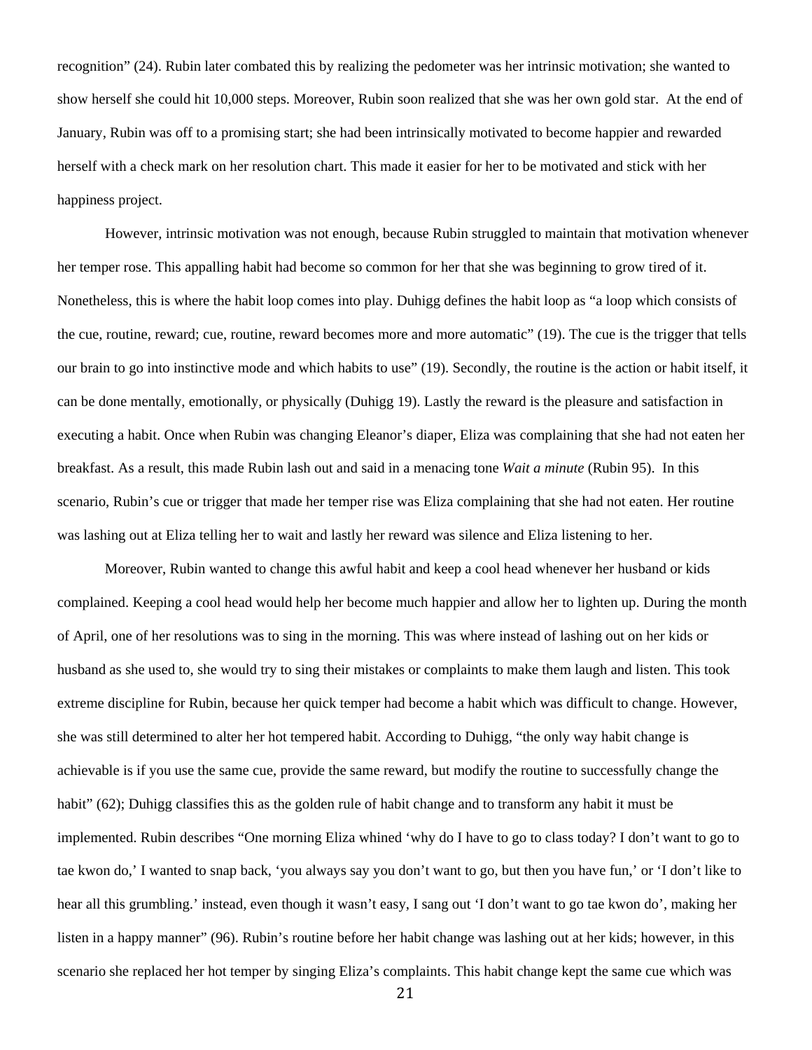recognition" (24). Rubin later combated this by realizing the pedometer was her intrinsic motivation; she wanted to show herself she could hit 10,000 steps. Moreover, Rubin soon realized that she was her own gold star. At the end of January, Rubin was off to a promising start; she had been intrinsically motivated to become happier and rewarded herself with a check mark on her resolution chart. This made it easier for her to be motivated and stick with her happiness project.

However, intrinsic motivation was not enough, because Rubin struggled to maintain that motivation whenever her temper rose. This appalling habit had become so common for her that she was beginning to grow tired of it. Nonetheless, this is where the habit loop comes into play. Duhigg defines the habit loop as "a loop which consists of the cue, routine, reward; cue, routine, reward becomes more and more automatic" (19). The cue is the trigger that tells our brain to go into instinctive mode and which habits to use" (19). Secondly, the routine is the action or habit itself, it can be done mentally, emotionally, or physically (Duhigg 19). Lastly the reward is the pleasure and satisfaction in executing a habit. Once when Rubin was changing Eleanor's diaper, Eliza was complaining that she had not eaten her breakfast. As a result, this made Rubin lash out and said in a menacing tone *Wait a minute* (Rubin 95). In this scenario, Rubin's cue or trigger that made her temper rise was Eliza complaining that she had not eaten. Her routine was lashing out at Eliza telling her to wait and lastly her reward was silence and Eliza listening to her.

Moreover, Rubin wanted to change this awful habit and keep a cool head whenever her husband or kids complained. Keeping a cool head would help her become much happier and allow her to lighten up. During the month of April, one of her resolutions was to sing in the morning. This was where instead of lashing out on her kids or husband as she used to, she would try to sing their mistakes or complaints to make them laugh and listen. This took extreme discipline for Rubin, because her quick temper had become a habit which was difficult to change. However, she was still determined to alter her hot tempered habit. According to Duhigg, "the only way habit change is achievable is if you use the same cue, provide the same reward, but modify the routine to successfully change the habit" (62); Duhigg classifies this as the golden rule of habit change and to transform any habit it must be implemented. Rubin describes "One morning Eliza whined 'why do I have to go to class today? I don't want to go to tae kwon do,' I wanted to snap back, 'you always say you don't want to go, but then you have fun,' or 'I don't like to hear all this grumbling.' instead, even though it wasn't easy, I sang out 'I don't want to go tae kwon do', making her listen in a happy manner" (96). Rubin's routine before her habit change was lashing out at her kids; however, in this scenario she replaced her hot temper by singing Eliza's complaints. This habit change kept the same cue which was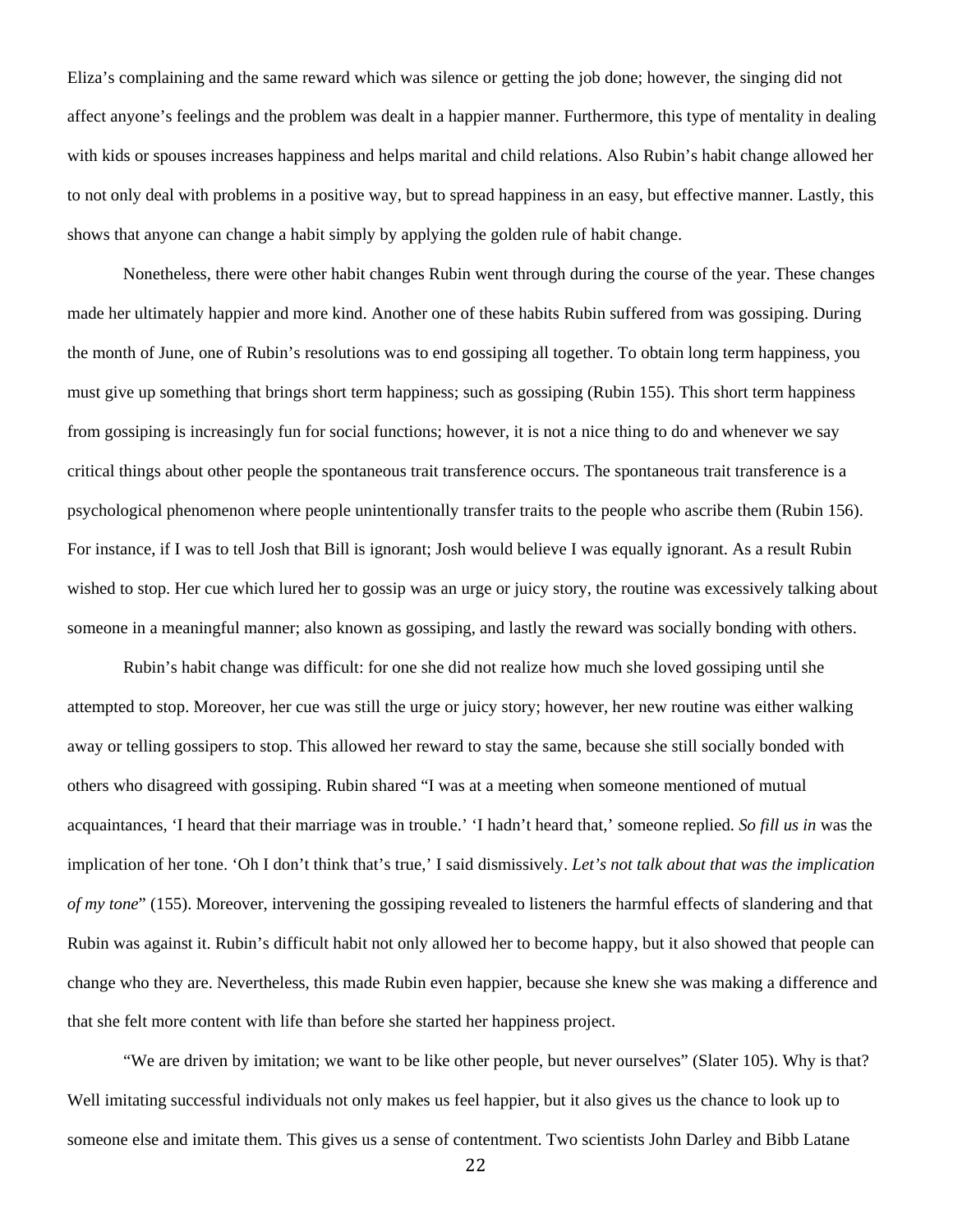Eliza's complaining and the same reward which was silence or getting the job done; however, the singing did not affect anyone's feelings and the problem was dealt in a happier manner. Furthermore, this type of mentality in dealing with kids or spouses increases happiness and helps marital and child relations. Also Rubin's habit change allowed her to not only deal with problems in a positive way, but to spread happiness in an easy, but effective manner. Lastly, this shows that anyone can change a habit simply by applying the golden rule of habit change.

Nonetheless, there were other habit changes Rubin went through during the course of the year. These changes made her ultimately happier and more kind. Another one of these habits Rubin suffered from was gossiping. During the month of June, one of Rubin's resolutions was to end gossiping all together. To obtain long term happiness, you must give up something that brings short term happiness; such as gossiping (Rubin 155). This short term happiness from gossiping is increasingly fun for social functions; however, it is not a nice thing to do and whenever we say critical things about other people the spontaneous trait transference occurs. The spontaneous trait transference is a psychological phenomenon where people unintentionally transfer traits to the people who ascribe them (Rubin 156). For instance, if I was to tell Josh that Bill is ignorant; Josh would believe I was equally ignorant. As a result Rubin wished to stop. Her cue which lured her to gossip was an urge or juicy story, the routine was excessively talking about someone in a meaningful manner; also known as gossiping, and lastly the reward was socially bonding with others.

Rubin's habit change was difficult: for one she did not realize how much she loved gossiping until she attempted to stop. Moreover, her cue was still the urge or juicy story; however, her new routine was either walking away or telling gossipers to stop. This allowed her reward to stay the same, because she still socially bonded with others who disagreed with gossiping. Rubin shared "I was at a meeting when someone mentioned of mutual acquaintances, 'I heard that their marriage was in trouble.' 'I hadn't heard that,' someone replied. *So fill us in* was the implication of her tone. 'Oh I don't think that's true,' I said dismissively. *Let's not talk about that was the implication of my tone*" (155). Moreover, intervening the gossiping revealed to listeners the harmful effects of slandering and that Rubin was against it. Rubin's difficult habit not only allowed her to become happy, but it also showed that people can change who they are. Nevertheless, this made Rubin even happier, because she knew she was making a difference and that she felt more content with life than before she started her happiness project.

"We are driven by imitation; we want to be like other people, but never ourselves" (Slater 105). Why is that? Well imitating successful individuals not only makes us feel happier, but it also gives us the chance to look up to someone else and imitate them. This gives us a sense of contentment. Two scientists John Darley and Bibb Latane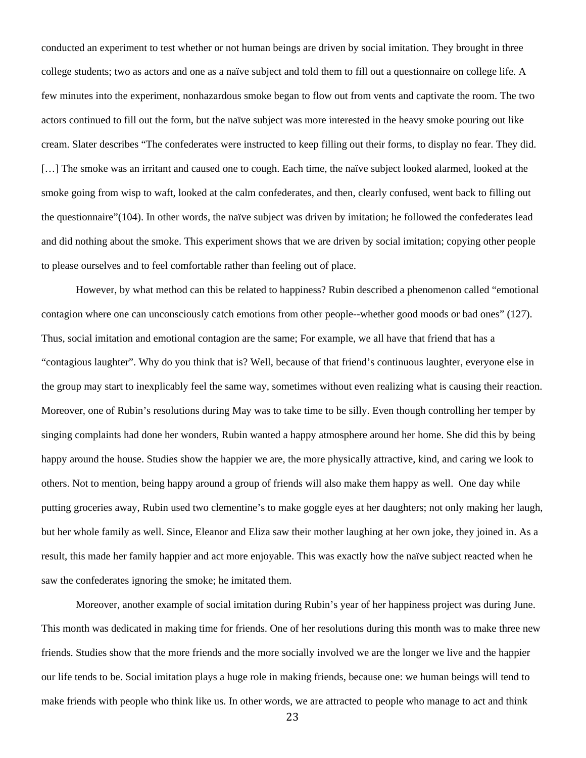conducted an experiment to test whether or not human beings are driven by social imitation. They brought in three college students; two as actors and one as a naïve subject and told them to fill out a questionnaire on college life. A few minutes into the experiment, nonhazardous smoke began to flow out from vents and captivate the room. The two actors continued to fill out the form, but the naïve subject was more interested in the heavy smoke pouring out like cream. Slater describes "The confederates were instructed to keep filling out their forms, to display no fear. They did. […] The smoke was an irritant and caused one to cough. Each time, the naïve subject looked alarmed, looked at the smoke going from wisp to waft, looked at the calm confederates, and then, clearly confused, went back to filling out the questionnaire"(104). In other words, the naïve subject was driven by imitation; he followed the confederates lead and did nothing about the smoke. This experiment shows that we are driven by social imitation; copying other people to please ourselves and to feel comfortable rather than feeling out of place.

However, by what method can this be related to happiness? Rubin described a phenomenon called "emotional contagion where one can unconsciously catch emotions from other people--whether good moods or bad ones" (127). Thus, social imitation and emotional contagion are the same; For example, we all have that friend that has a "contagious laughter". Why do you think that is? Well, because of that friend's continuous laughter, everyone else in the group may start to inexplicably feel the same way, sometimes without even realizing what is causing their reaction. Moreover, one of Rubin's resolutions during May was to take time to be silly. Even though controlling her temper by singing complaints had done her wonders, Rubin wanted a happy atmosphere around her home. She did this by being happy around the house. Studies show the happier we are, the more physically attractive, kind, and caring we look to others. Not to mention, being happy around a group of friends will also make them happy as well. One day while putting groceries away, Rubin used two clementine's to make goggle eyes at her daughters; not only making her laugh, but her whole family as well. Since, Eleanor and Eliza saw their mother laughing at her own joke, they joined in. As a result, this made her family happier and act more enjoyable. This was exactly how the naïve subject reacted when he saw the confederates ignoring the smoke; he imitated them.

Moreover, another example of social imitation during Rubin's year of her happiness project was during June. This month was dedicated in making time for friends. One of her resolutions during this month was to make three new friends. Studies show that the more friends and the more socially involved we are the longer we live and the happier our life tends to be. Social imitation plays a huge role in making friends, because one: we human beings will tend to make friends with people who think like us. In other words, we are attracted to people who manage to act and think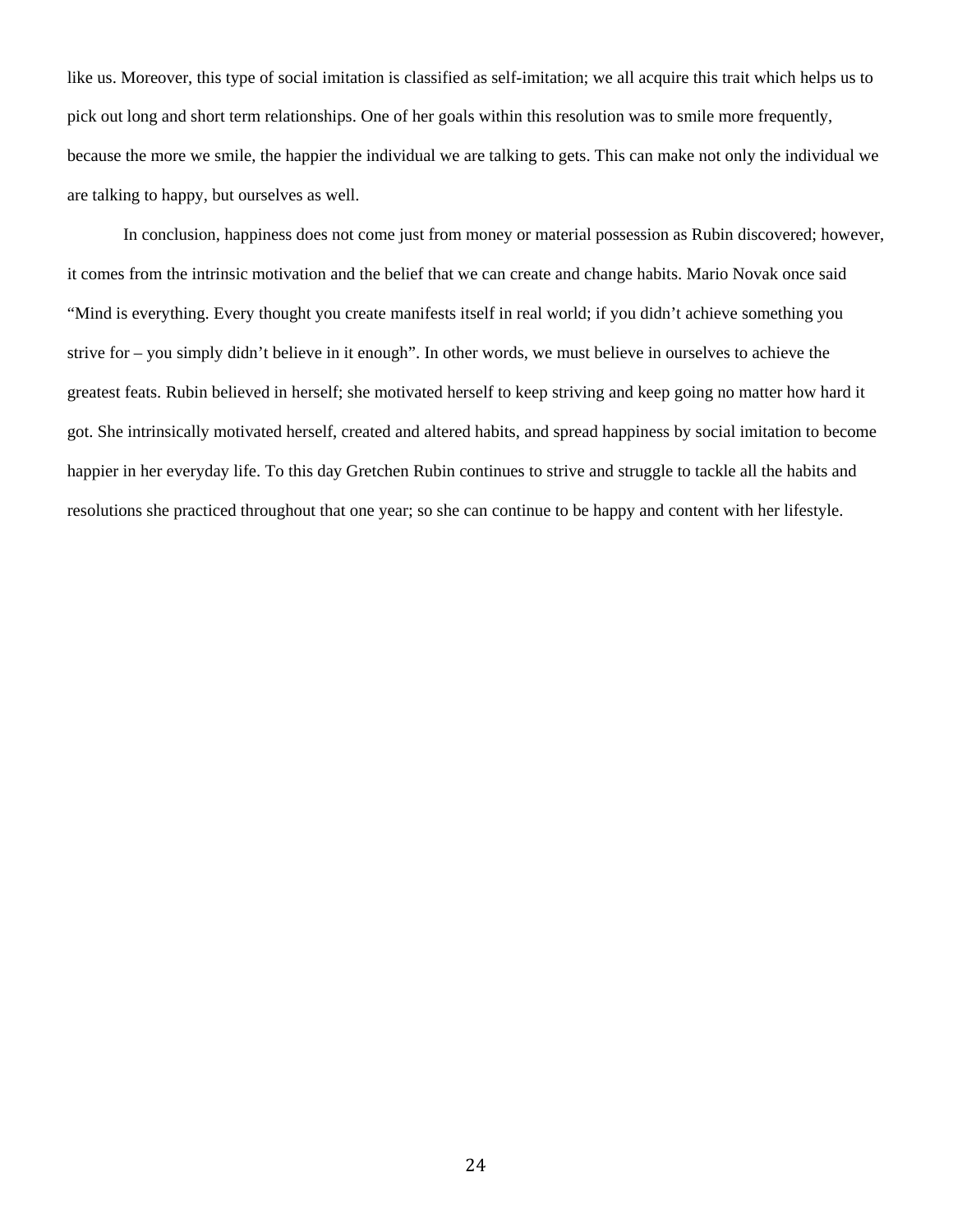like us. Moreover, this type of social imitation is classified as self-imitation; we all acquire this trait which helps us to pick out long and short term relationships. One of her goals within this resolution was to smile more frequently, because the more we smile, the happier the individual we are talking to gets. This can make not only the individual we are talking to happy, but ourselves as well.

In conclusion, happiness does not come just from money or material possession as Rubin discovered; however, it comes from the intrinsic motivation and the belief that we can create and change habits. Mario Novak once said "Mind is everything. Every thought you create manifests itself in real world; if you didn't achieve something you strive for – you simply didn't believe in it enough". In other words, we must believe in ourselves to achieve the greatest feats. Rubin believed in herself; she motivated herself to keep striving and keep going no matter how hard it got. She intrinsically motivated herself, created and altered habits, and spread happiness by social imitation to become happier in her everyday life. To this day Gretchen Rubin continues to strive and struggle to tackle all the habits and resolutions she practiced throughout that one year; so she can continue to be happy and content with her lifestyle.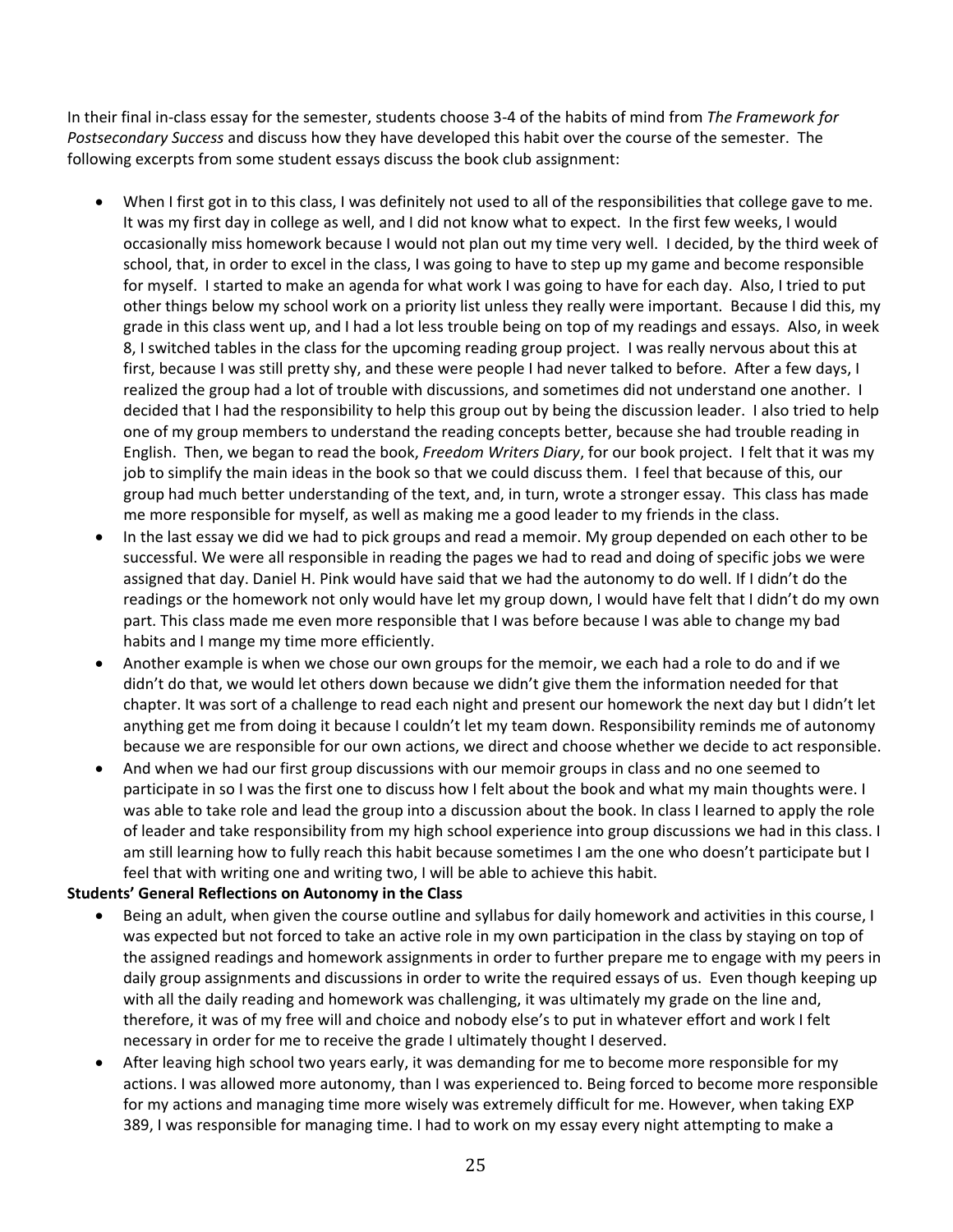In their final in-class essay for the semester, students choose 3-4 of the habits of mind from *The Framework for Postsecondary Success* and discuss how they have developed this habit over the course of the semester. The following excerpts from some student essays discuss the book club assignment:

- When I first got in to this class, I was definitely not used to all of the responsibilities that college gave to me. It was my first day in college as well, and I did not know what to expect. In the first few weeks, I would occasionally miss homework because I would not plan out my time very well. I decided, by the third week of school, that, in order to excel in the class, I was going to have to step up my game and become responsible for myself. I started to make an agenda for what work I was going to have for each day. Also, I tried to put other things below my school work on a priority list unless they really were important. Because I did this, my grade in this class went up, and I had a lot less trouble being on top of my readings and essays. Also, in week 8, I switched tables in the class for the upcoming reading group project. I was really nervous about this at first, because I was still pretty shy, and these were people I had never talked to before. After a few days, I realized the group had a lot of trouble with discussions, and sometimes did not understand one another. I decided that I had the responsibility to help this group out by being the discussion leader. I also tried to help one of my group members to understand the reading concepts better, because she had trouble reading in English. Then, we began to read the book, *Freedom Writers Diary*, for our book project. I felt that it was my job to simplify the main ideas in the book so that we could discuss them. I feel that because of this, our group had much better understanding of the text, and, in turn, wrote a stronger essay. This class has made me more responsible for myself, as well as making me a good leader to my friends in the class.
- In the last essay we did we had to pick groups and read a memoir. My group depended on each other to be successful. We were all responsible in reading the pages we had to read and doing of specific jobs we were assigned that day. Daniel H. Pink would have said that we had the autonomy to do well. If I didn't do the readings or the homework not only would have let my group down, I would have felt that I didn't do my own part. This class made me even more responsible that I was before because I was able to change my bad habits and I mange my time more efficiently.
- Another example is when we chose our own groups for the memoir, we each had a role to do and if we didn't do that, we would let others down because we didn't give them the information needed for that chapter. It was sort of a challenge to read each night and present our homework the next day but I didn't let anything get me from doing it because I couldn't let my team down. Responsibility reminds me of autonomy because we are responsible for our own actions, we direct and choose whether we decide to act responsible.
- And when we had our first group discussions with our memoir groups in class and no one seemed to participate in so I was the first one to discuss how I felt about the book and what my main thoughts were. I was able to take role and lead the group into a discussion about the book. In class I learned to apply the role of leader and take responsibility from my high school experience into group discussions we had in this class. I am still learning how to fully reach this habit because sometimes I am the one who doesn't participate but I feel that with writing one and writing two, I will be able to achieve this habit.

**Students' General Reflections on Autonomy in the Class**

- Being an adult, when given the course outline and syllabus for daily homework and activities in this course, I was expected but not forced to take an active role in my own participation in the class by staying on top of the assigned readings and homework assignments in order to further prepare me to engage with my peers in daily group assignments and discussions in order to write the required essays of us. Even though keeping up with all the daily reading and homework was challenging, it was ultimately my grade on the line and, therefore, it was of my free will and choice and nobody else's to put in whatever effort and work I felt necessary in order for me to receive the grade I ultimately thought I deserved.
- After leaving high school two years early, it was demanding for me to become more responsible for my actions. I was allowed more autonomy, than I was experienced to. Being forced to become more responsible for my actions and managing time more wisely was extremely difficult for me. However, when taking EXP 389, I was responsible for managing time. I had to work on my essay every night attempting to make a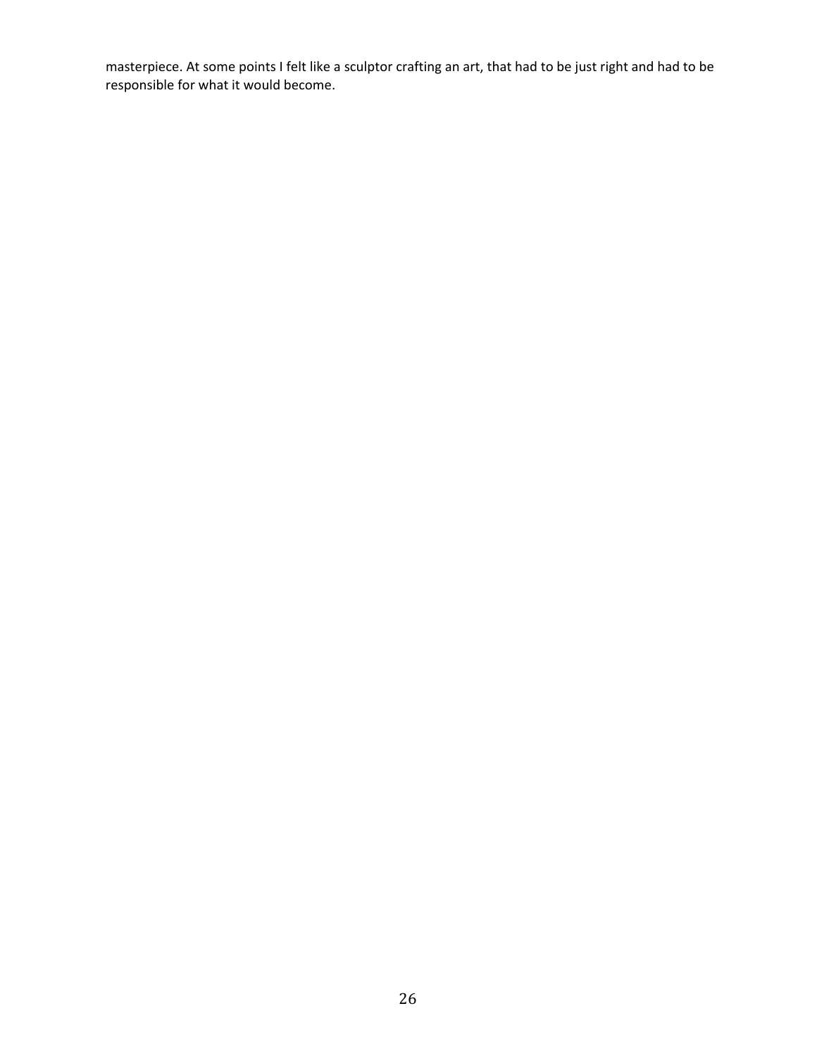masterpiece. At some points I felt like a sculptor crafting an art, that had to be just right and had to be responsible for what it would become.